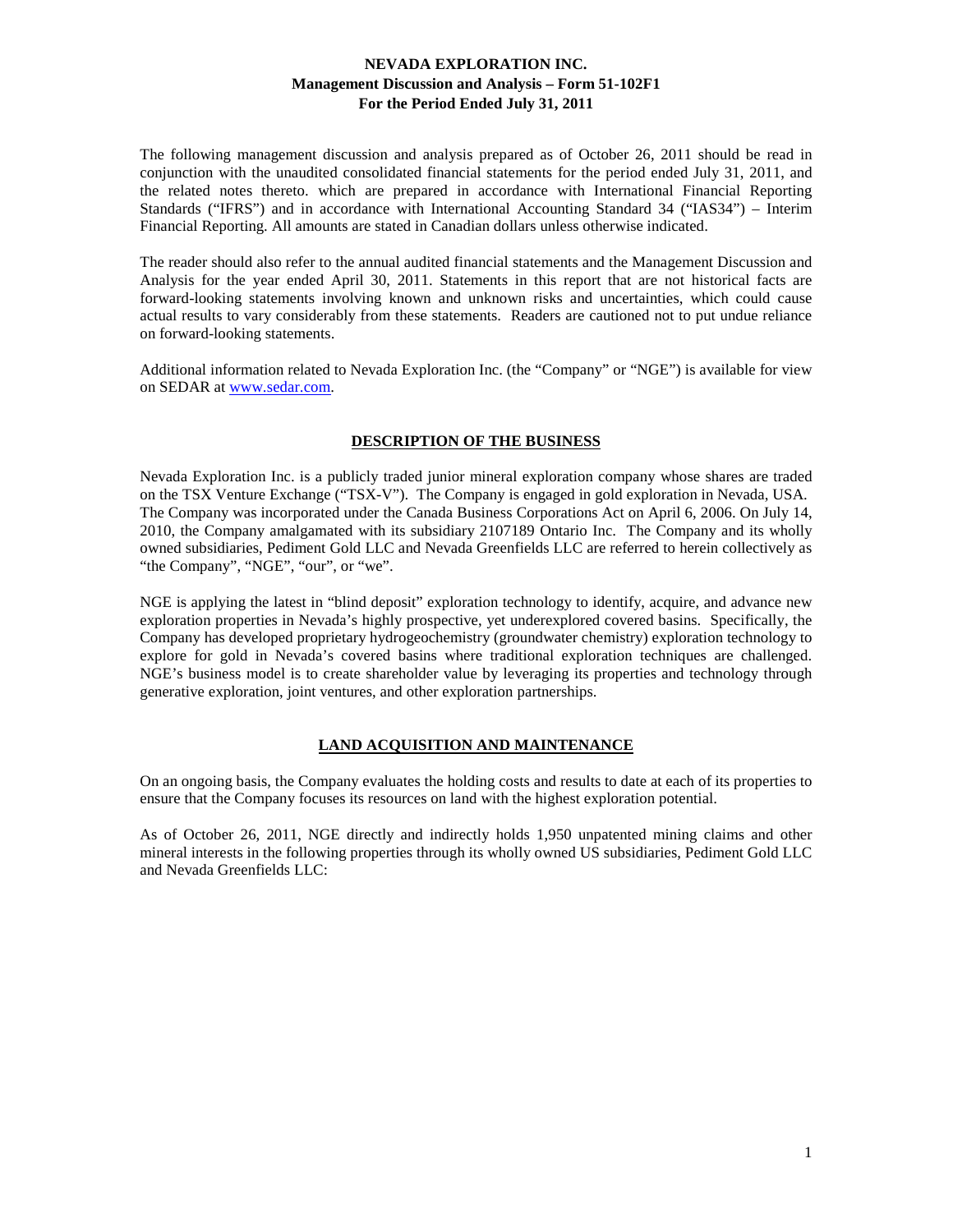# NEVADA EXPLORATION INC.
## Management Discussion and Analysis – Form 51-102F1
## For the Period Ended July 31, 2011

The following management discussion and analysis prepared as of October 26, 2011 should be read in conjunction with the unaudited consolidated financial statements for the period ended July 31, 2011, and the related notes thereto. which are prepared in accordance with International Financial Reporting Standards ("IFRS") and in accordance with International Accounting Standard 34 ("IAS34") – Interim Financial Reporting. All amounts are stated in Canadian dollars unless otherwise indicated.

The reader should also refer to the annual audited financial statements and the Management Discussion and Analysis for the year ended April 30, 2011. Statements in this report that are not historical facts are forward-looking statements involving known and unknown risks and uncertainties, which could cause actual results to vary considerably from these statements. Readers are cautioned not to put undue reliance on forward-looking statements.

Additional information related to Nevada Exploration Inc. (the "Company" or "NGE") is available for view on SEDAR at www.sedar.com.

## DESCRIPTION OF THE BUSINESS

Nevada Exploration Inc. is a publicly traded junior mineral exploration company whose shares are traded on the TSX Venture Exchange ("TSX-V"). The Company is engaged in gold exploration in Nevada, USA. The Company was incorporated under the Canada Business Corporations Act on April 6, 2006. On July 14, 2010, the Company amalgamated with its subsidiary 2107189 Ontario Inc. The Company and its wholly owned subsidiaries, Pediment Gold LLC and Nevada Greenfields LLC are referred to herein collectively as "the Company", "NGE", "our", or "we".

NGE is applying the latest in "blind deposit" exploration technology to identify, acquire, and advance new exploration properties in Nevada's highly prospective, yet underexplored covered basins. Specifically, the Company has developed proprietary hydrogeochemistry (groundwater chemistry) exploration technology to explore for gold in Nevada's covered basins where traditional exploration techniques are challenged. NGE's business model is to create shareholder value by leveraging its properties and technology through generative exploration, joint ventures, and other exploration partnerships.

## LAND ACQUISITION AND MAINTENANCE

On an ongoing basis, the Company evaluates the holding costs and results to date at each of its properties to ensure that the Company focuses its resources on land with the highest exploration potential.

As of October 26, 2011, NGE directly and indirectly holds 1,950 unpatented mining claims and other mineral interests in the following properties through its wholly owned US subsidiaries, Pediment Gold LLC and Nevada Greenfields LLC: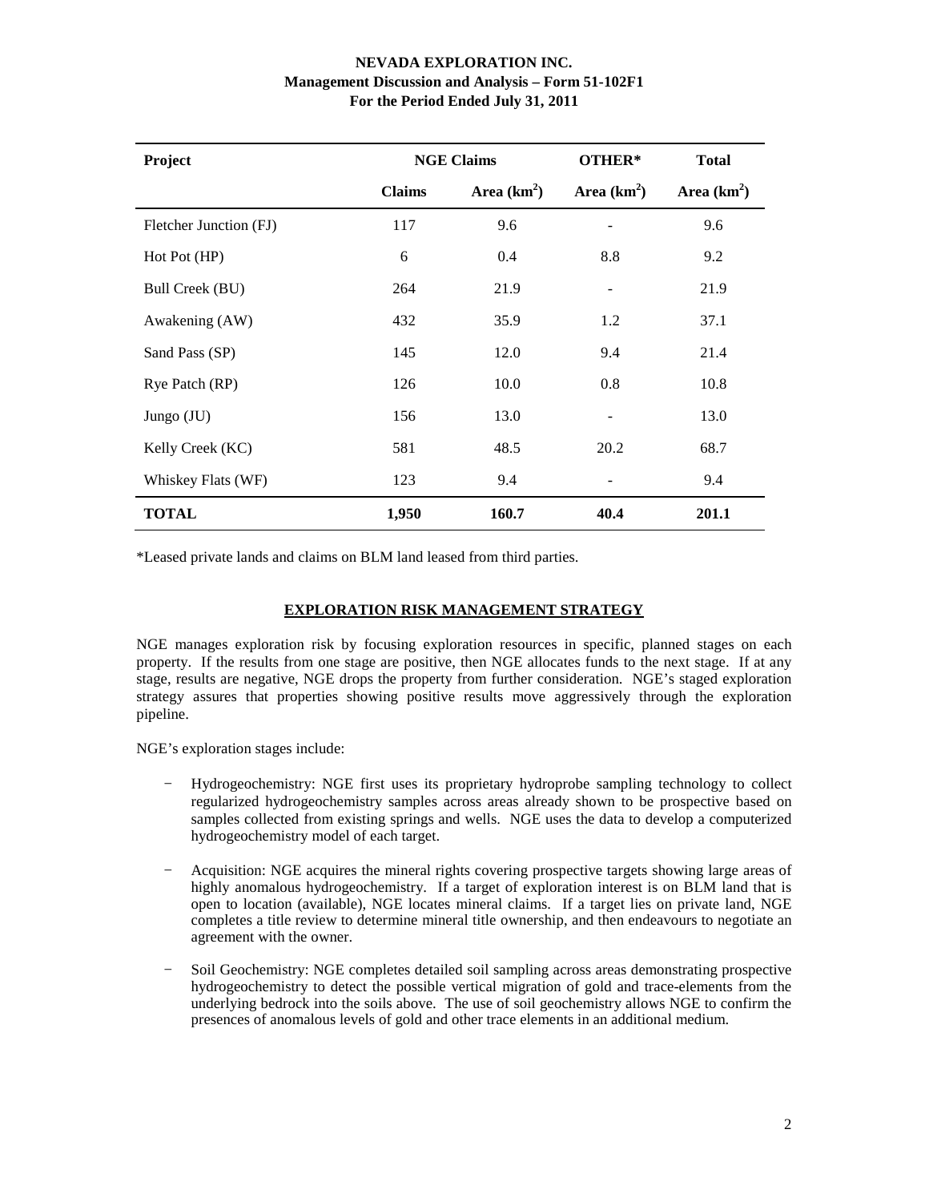| Project | NGE Claims | | OTHER* | Total |
|---|---|---|---|---|
| | Claims | Area (km$^2$) | Area (km$^2$) | Area (km$^2$) |
| Fletcher Junction (FJ) | 117 | 9.6 | - | 9.6 |
| Hot Pot (HP) | 6 | 0.4 | 8.8 | 9.2 |
| Bull Creek (BU) | 264 | 21.9 | - | 21.9 |
| Awakening (AW) | 432 | 35.9 | 1.2 | 37.1 |
| Sand Pass (SP) | 145 | 12.0 | 9.4 | 21.4 |
| Rye Patch (RP) | 126 | 10.0 | 0.8 | 10.8 |
| Jungo (JU) | 156 | 13.0 | - | 13.0 |
| Kelly Creek (KC) | 581 | 48.5 | 20.2 | 68.7 |
| Whiskey Flats (WF) | 123 | 9.4 | - | 9.4 |
| **TOTAL** | **1,950** | **160.7** | **40.4** | **201.1** |

*Leased private lands and claims on BLM land leased from third parties.

## EXPLORATION RISK MANAGEMENT STRATEGY

NGE manages exploration risk by focusing exploration resources in specific, planned stages on each property. If the results from one stage are positive, then NGE allocates funds to the next stage. If at any stage, results are negative, NGE drops the property from further consideration. NGE's staged exploration strategy assures that properties showing positive results move aggressively through the exploration pipeline.

NGE's exploration stages include:

- Hydrogeochemistry: NGE first uses its proprietary hydroprobe sampling technology to collect regularized hydrogeochemistry samples across areas already shown to be prospective based on samples collected from existing springs and wells. NGE uses the data to develop a computerized hydrogeochemistry model of each target.

- Acquisition: NGE acquires the mineral rights covering prospective targets showing large areas of highly anomalous hydrogeochemistry. If a target of exploration interest is on BLM land that is open to location (available), NGE locates mineral claims. If a target lies on private land, NGE completes a title review to determine mineral title ownership, and then endeavours to negotiate an agreement with the owner.

- Soil Geochemistry: NGE completes detailed soil sampling across areas demonstrating prospective hydrogeochemistry to detect the possible vertical migration of gold and trace-elements from the underlying bedrock into the soils above. The use of soil geochemistry allows NGE to confirm the presences of anomalous levels of gold and other trace elements in an additional medium.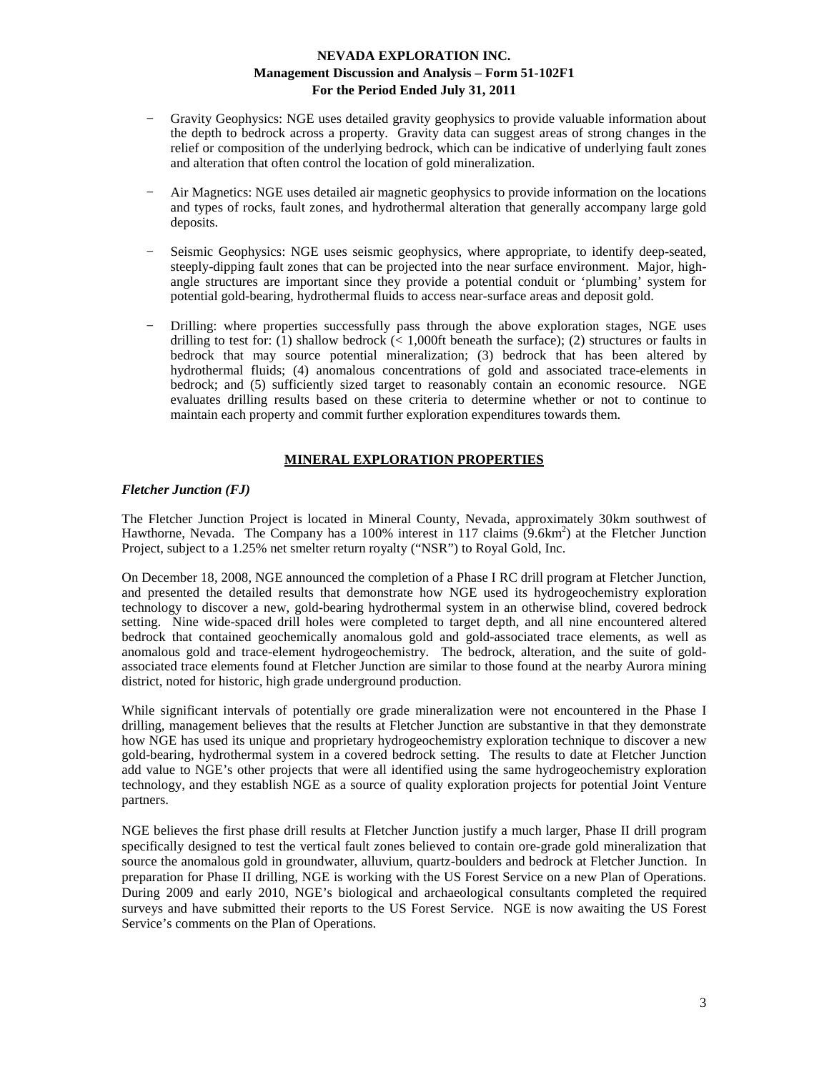- Gravity Geophysics: NGE uses detailed gravity geophysics to provide valuable information about the depth to bedrock across a property. Gravity data can suggest areas of strong changes in the relief or composition of the underlying bedrock, which can be indicative of underlying fault zones and alteration that often control the location of gold mineralization.

- Air Magnetics: NGE uses detailed air magnetic geophysics to provide information on the locations and types of rocks, fault zones, and hydrothermal alteration that generally accompany large gold deposits.

- Seismic Geophysics: NGE uses seismic geophysics, where appropriate, to identify deep-seated, steeply-dipping fault zones that can be projected into the near surface environment. Major, high-angle structures are important since they provide a potential conduit or 'plumbing' system for potential gold-bearing, hydrothermal fluids to access near-surface areas and deposit gold.

- Drilling: where properties successfully pass through the above exploration stages, NGE uses drilling to test for: (1) shallow bedrock (< 1,000ft beneath the surface); (2) structures or faults in bedrock that may source potential mineralization; (3) bedrock that has been altered by hydrothermal fluids; (4) anomalous concentrations of gold and associated trace-elements in bedrock; and (5) sufficiently sized target to reasonably contain an economic resource. NGE evaluates drilling results based on these criteria to determine whether or not to continue to maintain each property and commit further exploration expenditures towards them.

## MINERAL EXPLORATION PROPERTIES

### *Fletcher Junction (FJ)*

The Fletcher Junction Project is located in Mineral County, Nevada, approximately 30km southwest of Hawthorne, Nevada. The Company has a 100% interest in 117 claims ($9.6km^2$) at the Fletcher Junction Project, subject to a 1.25% net smelter return royalty ("NSR") to Royal Gold, Inc.

On December 18, 2008, NGE announced the completion of a Phase I RC drill program at Fletcher Junction, and presented the detailed results that demonstrate how NGE used its hydrogeochemistry exploration technology to discover a new, gold-bearing hydrothermal system in an otherwise blind, covered bedrock setting. Nine wide-spaced drill holes were completed to target depth, and all nine encountered altered bedrock that contained geochemically anomalous gold and gold-associated trace elements, as well as anomalous gold and trace-element hydrogeochemistry. The bedrock, alteration, and the suite of gold-associated trace elements found at Fletcher Junction are similar to those found at the nearby Aurora mining district, noted for historic, high grade underground production.

While significant intervals of potentially ore grade mineralization were not encountered in the Phase I drilling, management believes that the results at Fletcher Junction are substantive in that they demonstrate how NGE has used its unique and proprietary hydrogeochemistry exploration technique to discover a new gold-bearing, hydrothermal system in a covered bedrock setting. The results to date at Fletcher Junction add value to NGE's other projects that were all identified using the same hydrogeochemistry exploration technology, and they establish NGE as a source of quality exploration projects for potential Joint Venture partners.

NGE believes the first phase drill results at Fletcher Junction justify a much larger, Phase II drill program specifically designed to test the vertical fault zones believed to contain ore-grade gold mineralization that source the anomalous gold in groundwater, alluvium, quartz-boulders and bedrock at Fletcher Junction. In preparation for Phase II drilling, NGE is working with the US Forest Service on a new Plan of Operations. During 2009 and early 2010, NGE's biological and archaeological consultants completed the required surveys and have submitted their reports to the US Forest Service. NGE is now awaiting the US Forest Service's comments on the Plan of Operations.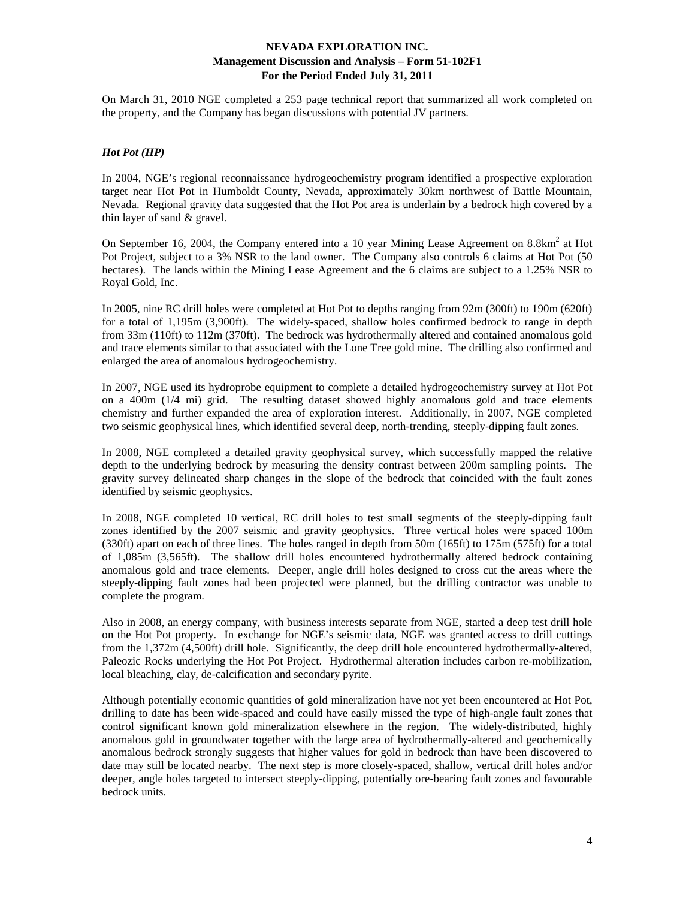On March 31, 2010 NGE completed a 253 page technical report that summarized all work completed on the property, and the Company has began discussions with potential JV partners.

### *Hot Pot (HP)*

In 2004, NGE's regional reconnaissance hydrogeochemistry program identified a prospective exploration target near Hot Pot in Humboldt County, Nevada, approximately 30km northwest of Battle Mountain, Nevada. Regional gravity data suggested that the Hot Pot area is underlain by a bedrock high covered by a thin layer of sand & gravel.

On September 16, 2004, the Company entered into a 10 year Mining Lease Agreement on 8.8km$^2$ at Hot Pot Project, subject to a 3% NSR to the land owner. The Company also controls 6 claims at Hot Pot (50 hectares). The lands within the Mining Lease Agreement and the 6 claims are subject to a 1.25% NSR to Royal Gold, Inc.

In 2005, nine RC drill holes were completed at Hot Pot to depths ranging from 92m (300ft) to 190m (620ft) for a total of 1,195m (3,900ft). The widely-spaced, shallow holes confirmed bedrock to range in depth from 33m (110ft) to 112m (370ft). The bedrock was hydrothermally altered and contained anomalous gold and trace elements similar to that associated with the Lone Tree gold mine. The drilling also confirmed and enlarged the area of anomalous hydrogeochemistry.

In 2007, NGE used its hydroprobe equipment to complete a detailed hydrogeochemistry survey at Hot Pot on a 400m (1/4 mi) grid. The resulting dataset showed highly anomalous gold and trace elements chemistry and further expanded the area of exploration interest. Additionally, in 2007, NGE completed two seismic geophysical lines, which identified several deep, north-trending, steeply-dipping fault zones.

In 2008, NGE completed a detailed gravity geophysical survey, which successfully mapped the relative depth to the underlying bedrock by measuring the density contrast between 200m sampling points. The gravity survey delineated sharp changes in the slope of the bedrock that coincided with the fault zones identified by seismic geophysics.

In 2008, NGE completed 10 vertical, RC drill holes to test small segments of the steeply-dipping fault zones identified by the 2007 seismic and gravity geophysics. Three vertical holes were spaced 100m (330ft) apart on each of three lines. The holes ranged in depth from 50m (165ft) to 175m (575ft) for a total of 1,085m (3,565ft). The shallow drill holes encountered hydrothermally altered bedrock containing anomalous gold and trace elements. Deeper, angle drill holes designed to cross cut the areas where the steeply-dipping fault zones had been projected were planned, but the drilling contractor was unable to complete the program.

Also in 2008, an energy company, with business interests separate from NGE, started a deep test drill hole on the Hot Pot property. In exchange for NGE's seismic data, NGE was granted access to drill cuttings from the 1,372m (4,500ft) drill hole. Significantly, the deep drill hole encountered hydrothermally-altered, Paleozic Rocks underlying the Hot Pot Project. Hydrothermal alteration includes carbon re-mobilization, local bleaching, clay, de-calcification and secondary pyrite.

Although potentially economic quantities of gold mineralization have not yet been encountered at Hot Pot, drilling to date has been wide-spaced and could have easily missed the type of high-angle fault zones that control significant known gold mineralization elsewhere in the region. The widely-distributed, highly anomalous gold in groundwater together with the large area of hydrothermally-altered and geochemically anomalous bedrock strongly suggests that higher values for gold in bedrock than have been discovered to date may still be located nearby. The next step is more closely-spaced, shallow, vertical drill holes and/or deeper, angle holes targeted to intersect steeply-dipping, potentially ore-bearing fault zones and favourable bedrock units.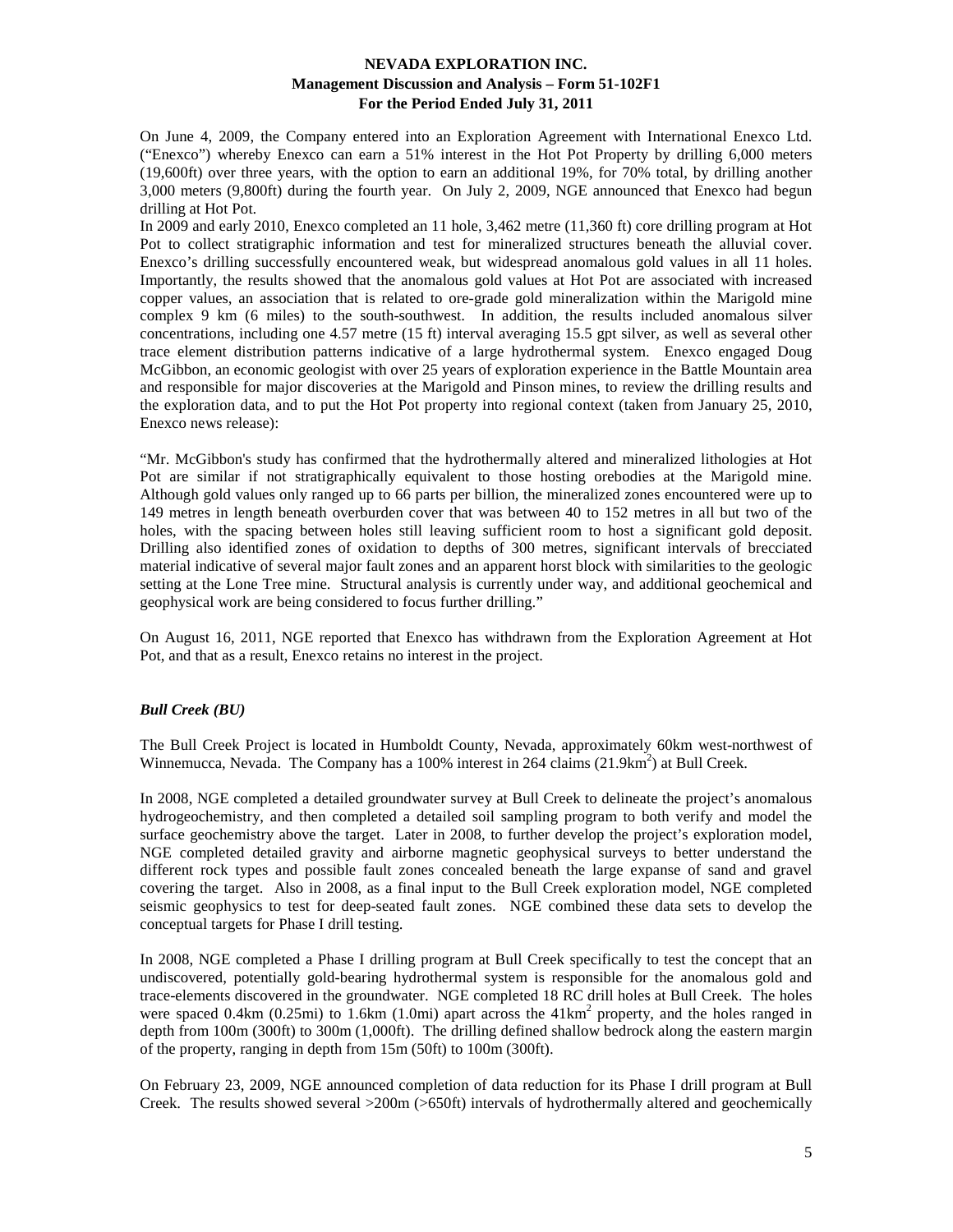On June 4, 2009, the Company entered into an Exploration Agreement with International Enexco Ltd. ("Enexco") whereby Enexco can earn a 51% interest in the Hot Pot Property by drilling 6,000 meters (19,600ft) over three years, with the option to earn an additional 19%, for 70% total, by drilling another 3,000 meters (9,800ft) during the fourth year. On July 2, 2009, NGE announced that Enexco had begun drilling at Hot Pot.

In 2009 and early 2010, Enexco completed an 11 hole, 3,462 metre (11,360 ft) core drilling program at Hot Pot to collect stratigraphic information and test for mineralized structures beneath the alluvial cover. Enexco's drilling successfully encountered weak, but widespread anomalous gold values in all 11 holes. Importantly, the results showed that the anomalous gold values at Hot Pot are associated with increased copper values, an association that is related to ore-grade gold mineralization within the Marigold mine complex 9 km (6 miles) to the south-southwest. In addition, the results included anomalous silver concentrations, including one 4.57 metre (15 ft) interval averaging 15.5 gpt silver, as well as several other trace element distribution patterns indicative of a large hydrothermal system. Enexco engaged Doug McGibbon, an economic geologist with over 25 years of exploration experience in the Battle Mountain area and responsible for major discoveries at the Marigold and Pinson mines, to review the drilling results and the exploration data, and to put the Hot Pot property into regional context (taken from January 25, 2010, Enexco news release):

"Mr. McGibbon's study has confirmed that the hydrothermally altered and mineralized lithologies at Hot Pot are similar if not stratigraphically equivalent to those hosting orebodies at the Marigold mine. Although gold values only ranged up to 66 parts per billion, the mineralized zones encountered were up to 149 metres in length beneath overburden cover that was between 40 to 152 metres in all but two of the holes, with the spacing between holes still leaving sufficient room to host a significant gold deposit. Drilling also identified zones of oxidation to depths of 300 metres, significant intervals of brecciated material indicative of several major fault zones and an apparent horst block with similarities to the geologic setting at the Lone Tree mine. Structural analysis is currently under way, and additional geochemical and geophysical work are being considered to focus further drilling."

On August 16, 2011, NGE reported that Enexco has withdrawn from the Exploration Agreement at Hot Pot, and that as a result, Enexco retains no interest in the project.

### *Bull Creek (BU)*

The Bull Creek Project is located in Humboldt County, Nevada, approximately 60km west-northwest of Winnemucca, Nevada. The Company has a 100% interest in 264 claims (21.9km$^2$) at Bull Creek.

In 2008, NGE completed a detailed groundwater survey at Bull Creek to delineate the project's anomalous hydrogeochemistry, and then completed a detailed soil sampling program to both verify and model the surface geochemistry above the target. Later in 2008, to further develop the project's exploration model, NGE completed detailed gravity and airborne magnetic geophysical surveys to better understand the different rock types and possible fault zones concealed beneath the large expanse of sand and gravel covering the target. Also in 2008, as a final input to the Bull Creek exploration model, NGE completed seismic geophysics to test for deep-seated fault zones. NGE combined these data sets to develop the conceptual targets for Phase I drill testing.

In 2008, NGE completed a Phase I drilling program at Bull Creek specifically to test the concept that an undiscovered, potentially gold-bearing hydrothermal system is responsible for the anomalous gold and trace-elements discovered in the groundwater. NGE completed 18 RC drill holes at Bull Creek. The holes were spaced 0.4km (0.25mi) to 1.6km (1.0mi) apart across the 41km$^2$ property, and the holes ranged in depth from 100m (300ft) to 300m (1,000ft). The drilling defined shallow bedrock along the eastern margin of the property, ranging in depth from 15m (50ft) to 100m (300ft).

On February 23, 2009, NGE announced completion of data reduction for its Phase I drill program at Bull Creek. The results showed several >200m (>650ft) intervals of hydrothermally altered and geochemically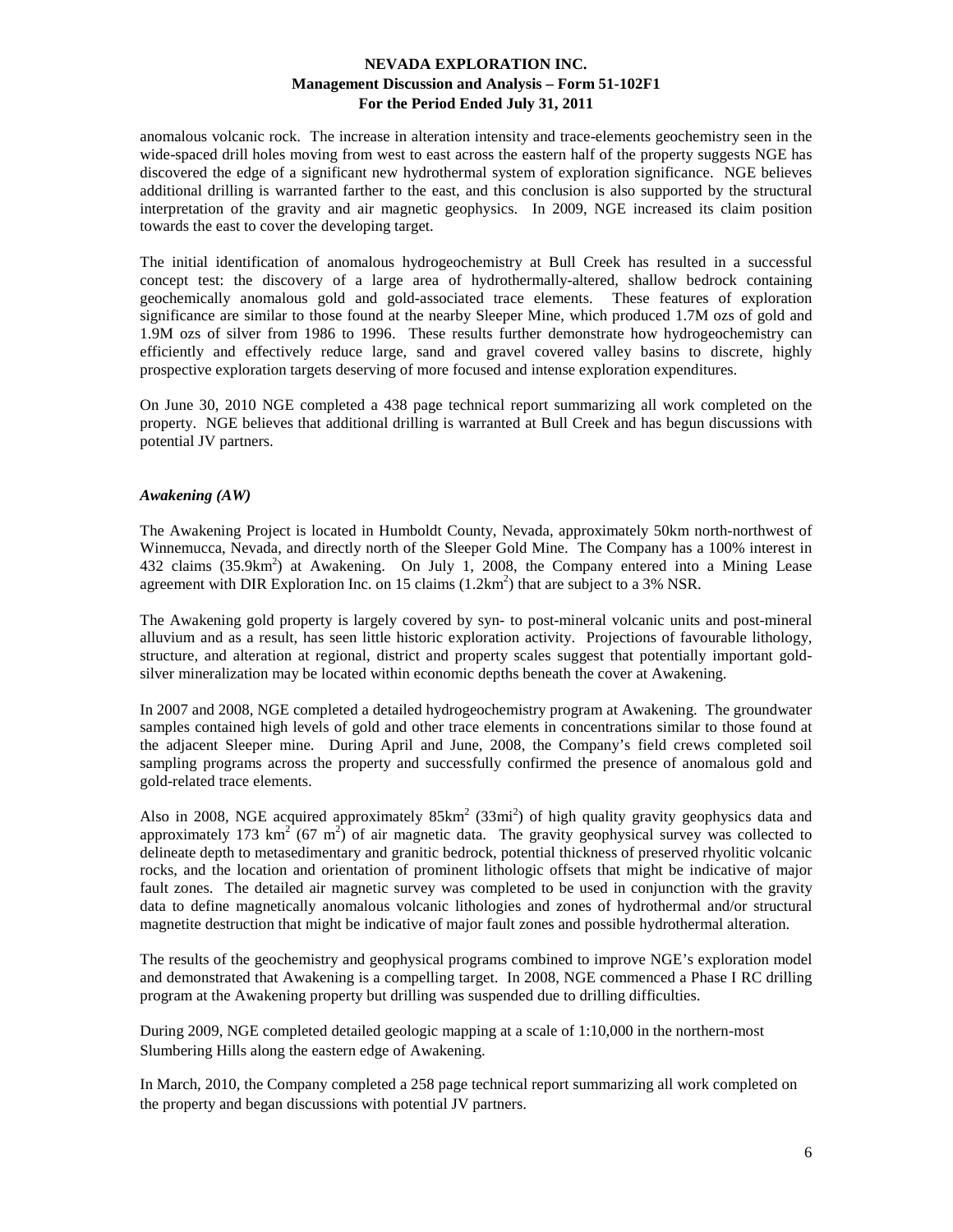anomalous volcanic rock. The increase in alteration intensity and trace-elements geochemistry seen in the wide-spaced drill holes moving from west to east across the eastern half of the property suggests NGE has discovered the edge of a significant new hydrothermal system of exploration significance. NGE believes additional drilling is warranted farther to the east, and this conclusion is also supported by the structural interpretation of the gravity and air magnetic geophysics. In 2009, NGE increased its claim position towards the east to cover the developing target.

The initial identification of anomalous hydrogeochemistry at Bull Creek has resulted in a successful concept test: the discovery of a large area of hydrothermally-altered, shallow bedrock containing geochemically anomalous gold and gold-associated trace elements. These features of exploration significance are similar to those found at the nearby Sleeper Mine, which produced 1.7M ozs of gold and 1.9M ozs of silver from 1986 to 1996. These results further demonstrate how hydrogeochemistry can efficiently and effectively reduce large, sand and gravel covered valley basins to discrete, highly prospective exploration targets deserving of more focused and intense exploration expenditures.

On June 30, 2010 NGE completed a 438 page technical report summarizing all work completed on the property. NGE believes that additional drilling is warranted at Bull Creek and has begun discussions with potential JV partners.

### *Awakening (AW)*

The Awakening Project is located in Humboldt County, Nevada, approximately 50km north-northwest of Winnemucca, Nevada, and directly north of the Sleeper Gold Mine. The Company has a 100% interest in 432 claims (35.9km$^2$) at Awakening. On July 1, 2008, the Company entered into a Mining Lease agreement with DIR Exploration Inc. on 15 claims (1.2km$^2$) that are subject to a 3% NSR.

The Awakening gold property is largely covered by syn- to post-mineral volcanic units and post-mineral alluvium and as a result, has seen little historic exploration activity. Projections of favourable lithology, structure, and alteration at regional, district and property scales suggest that potentially important gold-silver mineralization may be located within economic depths beneath the cover at Awakening.

In 2007 and 2008, NGE completed a detailed hydrogeochemistry program at Awakening. The groundwater samples contained high levels of gold and other trace elements in concentrations similar to those found at the adjacent Sleeper mine. During April and June, 2008, the Company's field crews completed soil sampling programs across the property and successfully confirmed the presence of anomalous gold and gold-related trace elements.

Also in 2008, NGE acquired approximately 85km$^2$ (33mi$^2$) of high quality gravity geophysics data and approximately 173 km$^2$ (67 m$^2$) of air magnetic data. The gravity geophysical survey was collected to delineate depth to metasedimentary and granitic bedrock, potential thickness of preserved rhyolitic volcanic rocks, and the location and orientation of prominent lithologic offsets that might be indicative of major fault zones. The detailed air magnetic survey was completed to be used in conjunction with the gravity data to define magnetically anomalous volcanic lithologies and zones of hydrothermal and/or structural magnetite destruction that might be indicative of major fault zones and possible hydrothermal alteration.

The results of the geochemistry and geophysical programs combined to improve NGE's exploration model and demonstrated that Awakening is a compelling target. In 2008, NGE commenced a Phase I RC drilling program at the Awakening property but drilling was suspended due to drilling difficulties.

During 2009, NGE completed detailed geologic mapping at a scale of 1:10,000 in the northern-most Slumbering Hills along the eastern edge of Awakening.

In March, 2010, the Company completed a 258 page technical report summarizing all work completed on the property and began discussions with potential JV partners.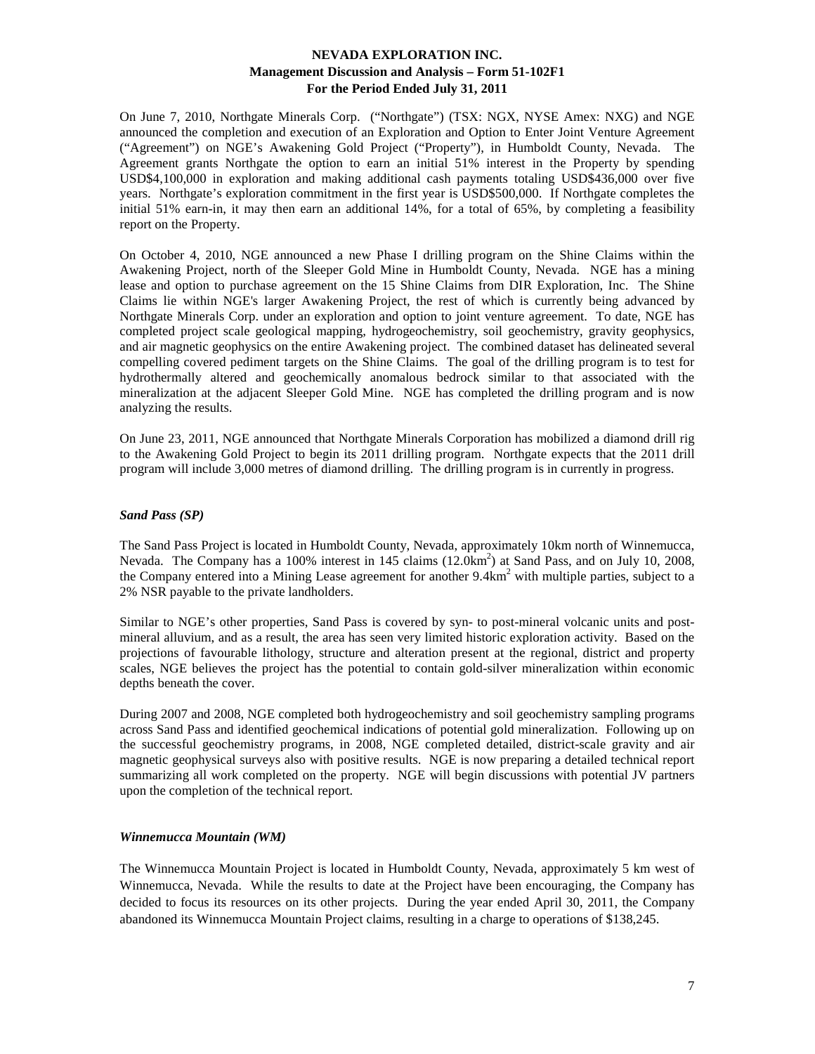On June 7, 2010, Northgate Minerals Corp. ("Northgate") (TSX: NGX, NYSE Amex: NXG) and NGE announced the completion and execution of an Exploration and Option to Enter Joint Venture Agreement ("Agreement") on NGE's Awakening Gold Project ("Property"), in Humboldt County, Nevada. The Agreement grants Northgate the option to earn an initial 51% interest in the Property by spending USD$4,100,000 in exploration and making additional cash payments totaling USD$436,000 over five years. Northgate's exploration commitment in the first year is USD$500,000. If Northgate completes the initial 51% earn-in, it may then earn an additional 14%, for a total of 65%, by completing a feasibility report on the Property.

On October 4, 2010, NGE announced a new Phase I drilling program on the Shine Claims within the Awakening Project, north of the Sleeper Gold Mine in Humboldt County, Nevada. NGE has a mining lease and option to purchase agreement on the 15 Shine Claims from DIR Exploration, Inc. The Shine Claims lie within NGE's larger Awakening Project, the rest of which is currently being advanced by Northgate Minerals Corp. under an exploration and option to joint venture agreement. To date, NGE has completed project scale geological mapping, hydrogeochemistry, soil geochemistry, gravity geophysics, and air magnetic geophysics on the entire Awakening project. The combined dataset has delineated several compelling covered pediment targets on the Shine Claims. The goal of the drilling program is to test for hydrothermally altered and geochemically anomalous bedrock similar to that associated with the mineralization at the adjacent Sleeper Gold Mine. NGE has completed the drilling program and is now analyzing the results.

On June 23, 2011, NGE announced that Northgate Minerals Corporation has mobilized a diamond drill rig to the Awakening Gold Project to begin its 2011 drilling program. Northgate expects that the 2011 drill program will include 3,000 metres of diamond drilling. The drilling program is in currently in progress.

### *Sand Pass (SP)*

The Sand Pass Project is located in Humboldt County, Nevada, approximately 10km north of Winnemucca, Nevada. The Company has a 100% interest in 145 claims (12.0km$^2$) at Sand Pass, and on July 10, 2008, the Company entered into a Mining Lease agreement for another 9.4km$^2$ with multiple parties, subject to a 2% NSR payable to the private landholders.

Similar to NGE's other properties, Sand Pass is covered by syn- to post-mineral volcanic units and post-mineral alluvium, and as a result, the area has seen very limited historic exploration activity. Based on the projections of favourable lithology, structure and alteration present at the regional, district and property scales, NGE believes the project has the potential to contain gold-silver mineralization within economic depths beneath the cover.

During 2007 and 2008, NGE completed both hydrogeochemistry and soil geochemistry sampling programs across Sand Pass and identified geochemical indications of potential gold mineralization. Following up on the successful geochemistry programs, in 2008, NGE completed detailed, district-scale gravity and air magnetic geophysical surveys also with positive results. NGE is now preparing a detailed technical report summarizing all work completed on the property. NGE will begin discussions with potential JV partners upon the completion of the technical report.

### *Winnemucca Mountain (WM)*

The Winnemucca Mountain Project is located in Humboldt County, Nevada, approximately 5 km west of Winnemucca, Nevada. While the results to date at the Project have been encouraging, the Company has decided to focus its resources on its other projects. During the year ended April 30, 2011, the Company abandoned its Winnemucca Mountain Project claims, resulting in a charge to operations of $138,245.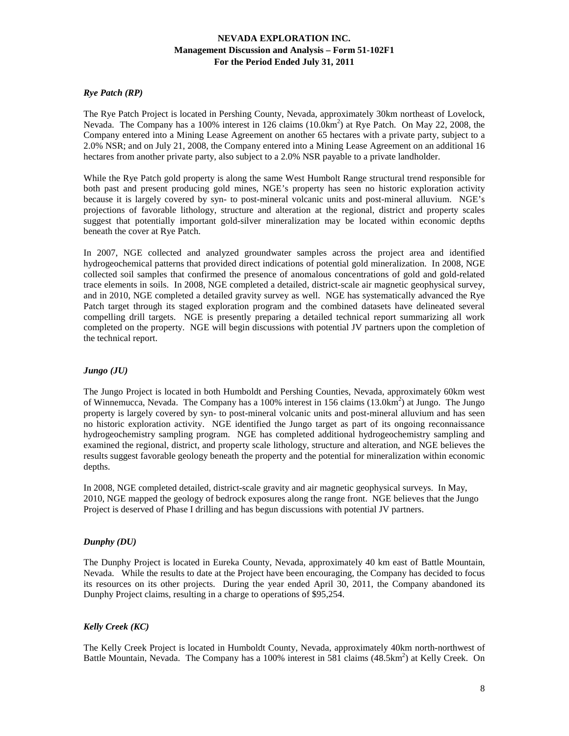### *Rye Patch (RP)*

The Rye Patch Project is located in Pershing County, Nevada, approximately 30km northeast of Lovelock, Nevada. The Company has a 100% interest in 126 claims (10.0km$^2$) at Rye Patch. On May 22, 2008, the Company entered into a Mining Lease Agreement on another 65 hectares with a private party, subject to a 2.0% NSR; and on July 21, 2008, the Company entered into a Mining Lease Agreement on an additional 16 hectares from another private party, also subject to a 2.0% NSR payable to a private landholder.

While the Rye Patch gold property is along the same West Humbolt Range structural trend responsible for both past and present producing gold mines, NGE's property has seen no historic exploration activity because it is largely covered by syn- to post-mineral volcanic units and post-mineral alluvium. NGE's projections of favorable lithology, structure and alteration at the regional, district and property scales suggest that potentially important gold-silver mineralization may be located within economic depths beneath the cover at Rye Patch.

In 2007, NGE collected and analyzed groundwater samples across the project area and identified hydrogeochemical patterns that provided direct indications of potential gold mineralization. In 2008, NGE collected soil samples that confirmed the presence of anomalous concentrations of gold and gold-related trace elements in soils. In 2008, NGE completed a detailed, district-scale air magnetic geophysical survey, and in 2010, NGE completed a detailed gravity survey as well. NGE has systematically advanced the Rye Patch target through its staged exploration program and the combined datasets have delineated several compelling drill targets. NGE is presently preparing a detailed technical report summarizing all work completed on the property. NGE will begin discussions with potential JV partners upon the completion of the technical report.

### *Jungo (JU)*

The Jungo Project is located in both Humboldt and Pershing Counties, Nevada, approximately 60km west of Winnemucca, Nevada. The Company has a 100% interest in 156 claims (13.0km$^2$) at Jungo. The Jungo property is largely covered by syn- to post-mineral volcanic units and post-mineral alluvium and has seen no historic exploration activity. NGE identified the Jungo target as part of its ongoing reconnaissance hydrogeochemistry sampling program. NGE has completed additional hydrogeochemistry sampling and examined the regional, district, and property scale lithology, structure and alteration, and NGE believes the results suggest favorable geology beneath the property and the potential for mineralization within economic depths.

In 2008, NGE completed detailed, district-scale gravity and air magnetic geophysical surveys. In May, 2010, NGE mapped the geology of bedrock exposures along the range front. NGE believes that the Jungo Project is deserved of Phase I drilling and has begun discussions with potential JV partners.

### *Dunphy (DU)*

The Dunphy Project is located in Eureka County, Nevada, approximately 40 km east of Battle Mountain, Nevada. While the results to date at the Project have been encouraging, the Company has decided to focus its resources on its other projects. During the year ended April 30, 2011, the Company abandoned its Dunphy Project claims, resulting in a charge to operations of $95,254.

### *Kelly Creek (KC)*

The Kelly Creek Project is located in Humboldt County, Nevada, approximately 40km north-northwest of Battle Mountain, Nevada. The Company has a 100% interest in 581 claims (48.5km$^2$) at Kelly Creek. On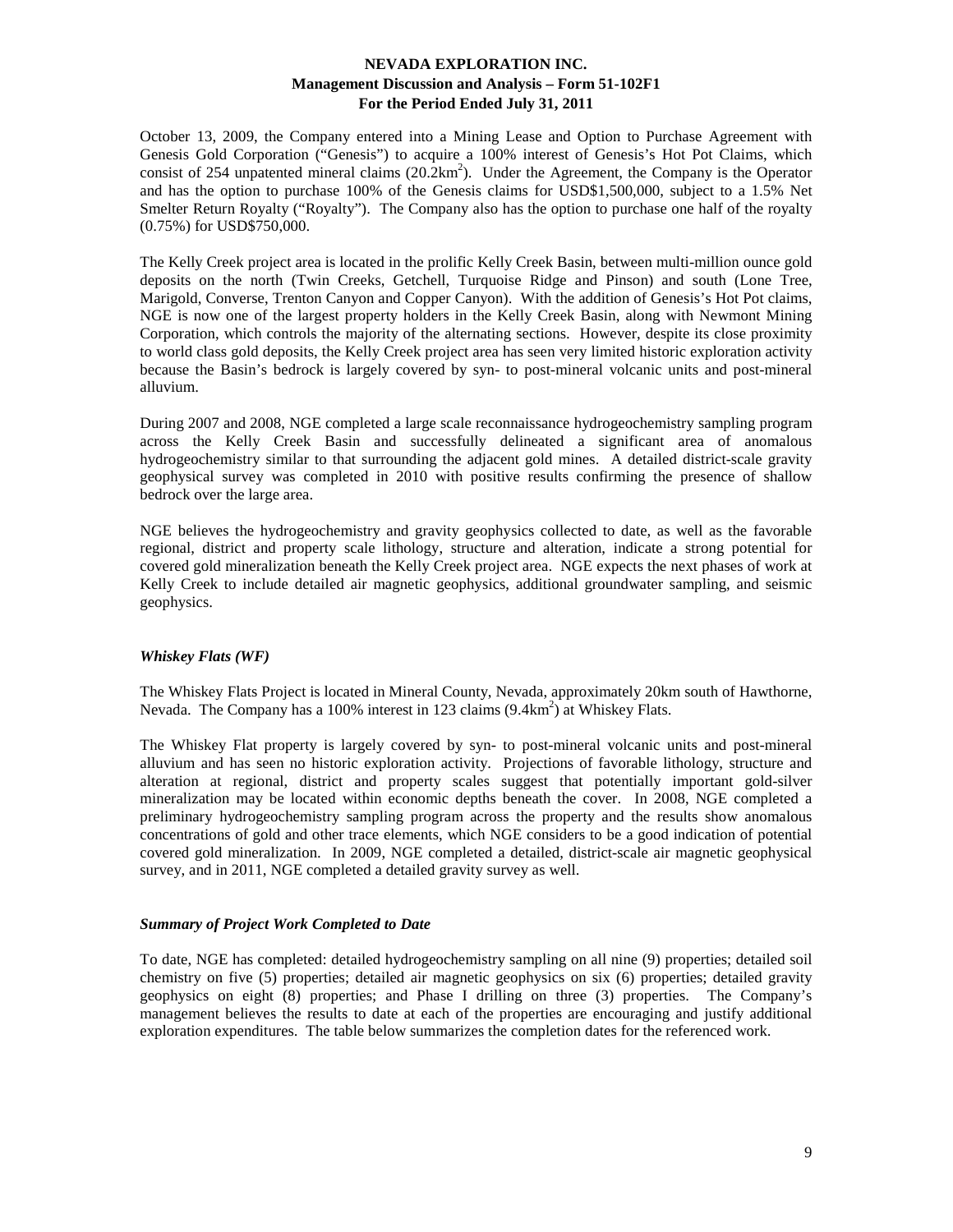October 13, 2009, the Company entered into a Mining Lease and Option to Purchase Agreement with Genesis Gold Corporation ("Genesis") to acquire a 100% interest of Genesis's Hot Pot Claims, which consist of 254 unpatented mineral claims (20.2km$^2$). Under the Agreement, the Company is the Operator and has the option to purchase 100% of the Genesis claims for USD$1,500,000, subject to a 1.5% Net Smelter Return Royalty ("Royalty"). The Company also has the option to purchase one half of the royalty (0.75%) for USD$750,000.

The Kelly Creek project area is located in the prolific Kelly Creek Basin, between multi-million ounce gold deposits on the north (Twin Creeks, Getchell, Turquoise Ridge and Pinson) and south (Lone Tree, Marigold, Converse, Trenton Canyon and Copper Canyon). With the addition of Genesis's Hot Pot claims, NGE is now one of the largest property holders in the Kelly Creek Basin, along with Newmont Mining Corporation, which controls the majority of the alternating sections. However, despite its close proximity to world class gold deposits, the Kelly Creek project area has seen very limited historic exploration activity because the Basin's bedrock is largely covered by syn- to post-mineral volcanic units and post-mineral alluvium.

During 2007 and 2008, NGE completed a large scale reconnaissance hydrogeochemistry sampling program across the Kelly Creek Basin and successfully delineated a significant area of anomalous hydrogeochemistry similar to that surrounding the adjacent gold mines. A detailed district-scale gravity geophysical survey was completed in 2010 with positive results confirming the presence of shallow bedrock over the large area.

NGE believes the hydrogeochemistry and gravity geophysics collected to date, as well as the favorable regional, district and property scale lithology, structure and alteration, indicate a strong potential for covered gold mineralization beneath the Kelly Creek project area. NGE expects the next phases of work at Kelly Creek to include detailed air magnetic geophysics, additional groundwater sampling, and seismic geophysics.

### *Whiskey Flats (WF)*

The Whiskey Flats Project is located in Mineral County, Nevada, approximately 20km south of Hawthorne, Nevada. The Company has a 100% interest in 123 claims (9.4km$^2$) at Whiskey Flats.

The Whiskey Flat property is largely covered by syn- to post-mineral volcanic units and post-mineral alluvium and has seen no historic exploration activity. Projections of favorable lithology, structure and alteration at regional, district and property scales suggest that potentially important gold-silver mineralization may be located within economic depths beneath the cover. In 2008, NGE completed a preliminary hydrogeochemistry sampling program across the property and the results show anomalous concentrations of gold and other trace elements, which NGE considers to be a good indication of potential covered gold mineralization. In 2009, NGE completed a detailed, district-scale air magnetic geophysical survey, and in 2011, NGE completed a detailed gravity survey as well.

### *Summary of Project Work Completed to Date*

To date, NGE has completed: detailed hydrogeochemistry sampling on all nine (9) properties; detailed soil chemistry on five (5) properties; detailed air magnetic geophysics on six (6) properties; detailed gravity geophysics on eight (8) properties; and Phase I drilling on three (3) properties. The Company's management believes the results to date at each of the properties are encouraging and justify additional exploration expenditures. The table below summarizes the completion dates for the referenced work.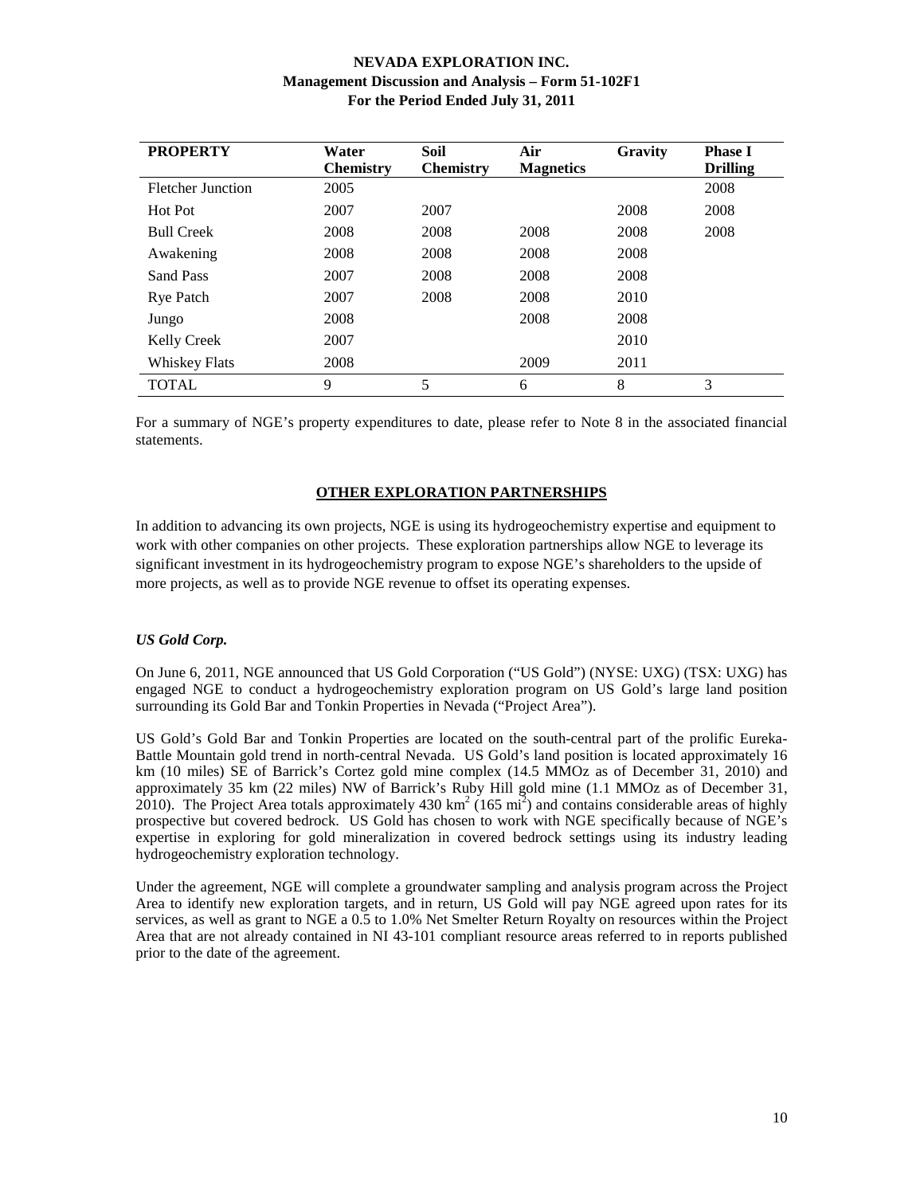| PROPERTY | Water Chemistry | Soil Chemistry | Air Magnetics | Gravity | Phase I Drilling |
|---|---|---|---|---|---|
| Fletcher Junction | 2005 | | | | 2008 |
| Hot Pot | 2007 | 2007 | | 2008 | 2008 |
| Bull Creek | 2008 | 2008 | 2008 | 2008 | 2008 |
| Awakening | 2008 | 2008 | 2008 | 2008 | |
| Sand Pass | 2007 | 2008 | 2008 | 2008 | |
| Rye Patch | 2007 | 2008 | 2008 | 2010 | |
| Jungo | 2008 | | 2008 | 2008 | |
| Kelly Creek | 2007 | | | 2010 | |
| Whiskey Flats | 2008 | | 2009 | 2011 | |
| TOTAL | 9 | 5 | 6 | 8 | 3 |

For a summary of NGE's property expenditures to date, please refer to Note 8 in the associated financial statements.

## OTHER EXPLORATION PARTNERSHIPS

In addition to advancing its own projects, NGE is using its hydrogeochemistry expertise and equipment to work with other companies on other projects. These exploration partnerships allow NGE to leverage its significant investment in its hydrogeochemistry program to expose NGE's shareholders to the upside of more projects, as well as to provide NGE revenue to offset its operating expenses.

### *US Gold Corp.*

On June 6, 2011, NGE announced that US Gold Corporation ("US Gold") (NYSE: UXG) (TSX: UXG) has engaged NGE to conduct a hydrogeochemistry exploration program on US Gold's large land position surrounding its Gold Bar and Tonkin Properties in Nevada ("Project Area").

US Gold's Gold Bar and Tonkin Properties are located on the south-central part of the prolific Eureka-Battle Mountain gold trend in north-central Nevada. US Gold's land position is located approximately 16 km (10 miles) SE of Barrick's Cortez gold mine complex (14.5 MMOz as of December 31, 2010) and approximately 35 km (22 miles) NW of Barrick's Ruby Hill gold mine (1.1 MMOz as of December 31, 2010). The Project Area totals approximately 430 $km^2$ (165 $mi^2$) and contains considerable areas of highly prospective but covered bedrock. US Gold has chosen to work with NGE specifically because of NGE's expertise in exploring for gold mineralization in covered bedrock settings using its industry leading hydrogeochemistry exploration technology.

Under the agreement, NGE will complete a groundwater sampling and analysis program across the Project Area to identify new exploration targets, and in return, US Gold will pay NGE agreed upon rates for its services, as well as grant to NGE a 0.5 to 1.0% Net Smelter Return Royalty on resources within the Project Area that are not already contained in NI 43-101 compliant resource areas referred to in reports published prior to the date of the agreement.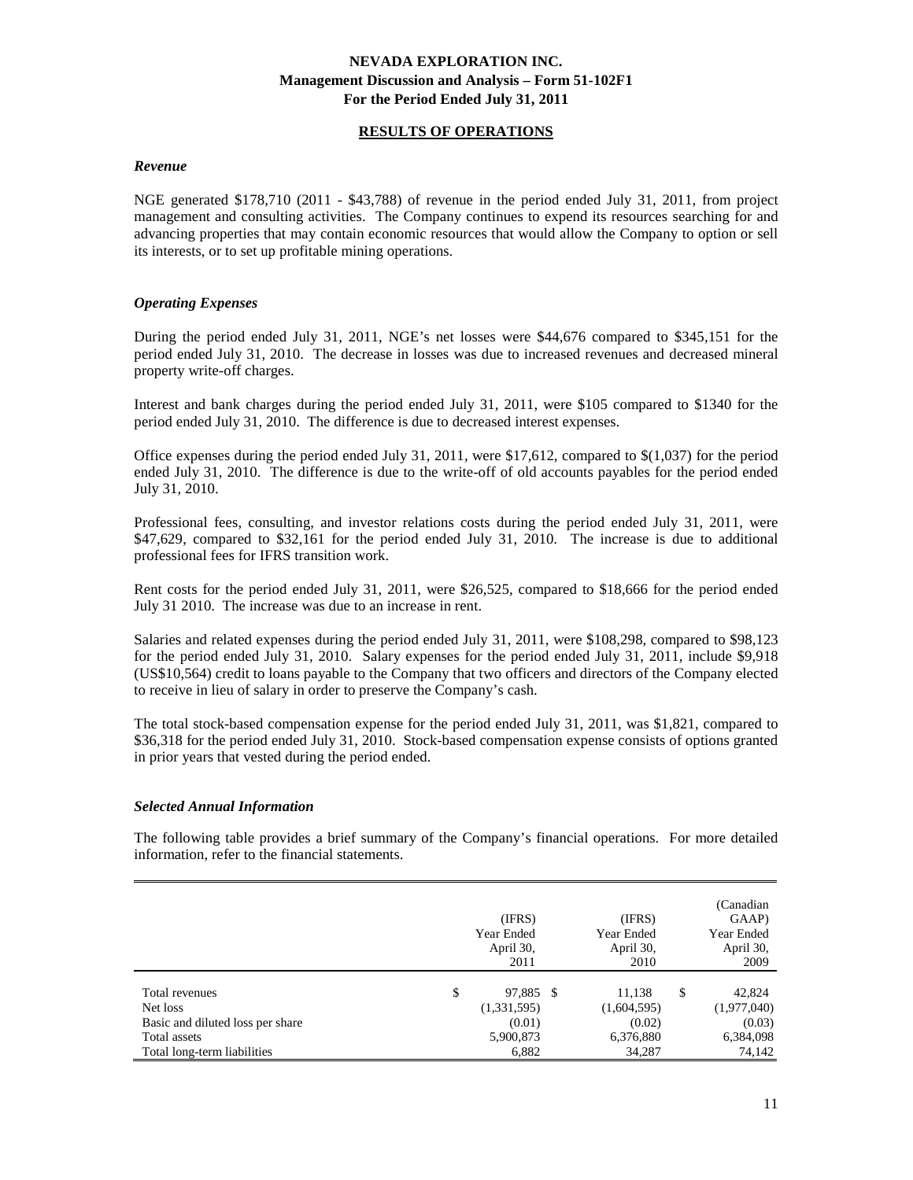## RESULTS OF OPERATIONS

### *Revenue*

NGE generated $178,710 (2011 - $43,788) of revenue in the period ended July 31, 2011, from project management and consulting activities. The Company continues to expend its resources searching for and advancing properties that may contain economic resources that would allow the Company to option or sell its interests, or to set up profitable mining operations.

### *Operating Expenses*

During the period ended July 31, 2011, NGE's net losses were $44,676 compared to $345,151 for the period ended July 31, 2010. The decrease in losses was due to increased revenues and decreased mineral property write-off charges.

Interest and bank charges during the period ended July 31, 2011, were $105 compared to $1340 for the period ended July 31, 2010. The difference is due to decreased interest expenses.

Office expenses during the period ended July 31, 2011, were $17,612, compared to $(1,037) for the period ended July 31, 2010. The difference is due to the write-off of old accounts payables for the period ended July 31, 2010.

Professional fees, consulting, and investor relations costs during the period ended July 31, 2011, were $47,629, compared to $32,161 for the period ended July 31, 2010. The increase is due to additional professional fees for IFRS transition work.

Rent costs for the period ended July 31, 2011, were $26,525, compared to $18,666 for the period ended July 31 2010. The increase was due to an increase in rent.

Salaries and related expenses during the period ended July 31, 2011, were $108,298, compared to $98,123 for the period ended July 31, 2010. Salary expenses for the period ended July 31, 2011, include $9,918 (US$10,564) credit to loans payable to the Company that two officers and directors of the Company elected to receive in lieu of salary in order to preserve the Company's cash.

The total stock-based compensation expense for the period ended July 31, 2011, was $1,821, compared to $36,318 for the period ended July 31, 2010. Stock-based compensation expense consists of options granted in prior years that vested during the period ended.

### *Selected Annual Information*

The following table provides a brief summary of the Company's financial operations. For more detailed information, refer to the financial statements.

| | (IFRS) Year Ended April 30, 2011 | (IFRS) Year Ended April 30, 2010 | (Canadian GAAP) Year Ended April 30, 2009 |
|---|---|---|---|
| Total revenues | $ 97,885 | $ 11,138 | $ 42,824 |
| Net loss | (1,331,595) | (1,604,595) | (1,977,040) |
| Basic and diluted loss per share | (0.01) | (0.02) | (0.03) |
| Total assets | 5,900,873 | 6,376,880 | 6,384,098 |
| Total long-term liabilities | 6,882 | 34,287 | 74,142 |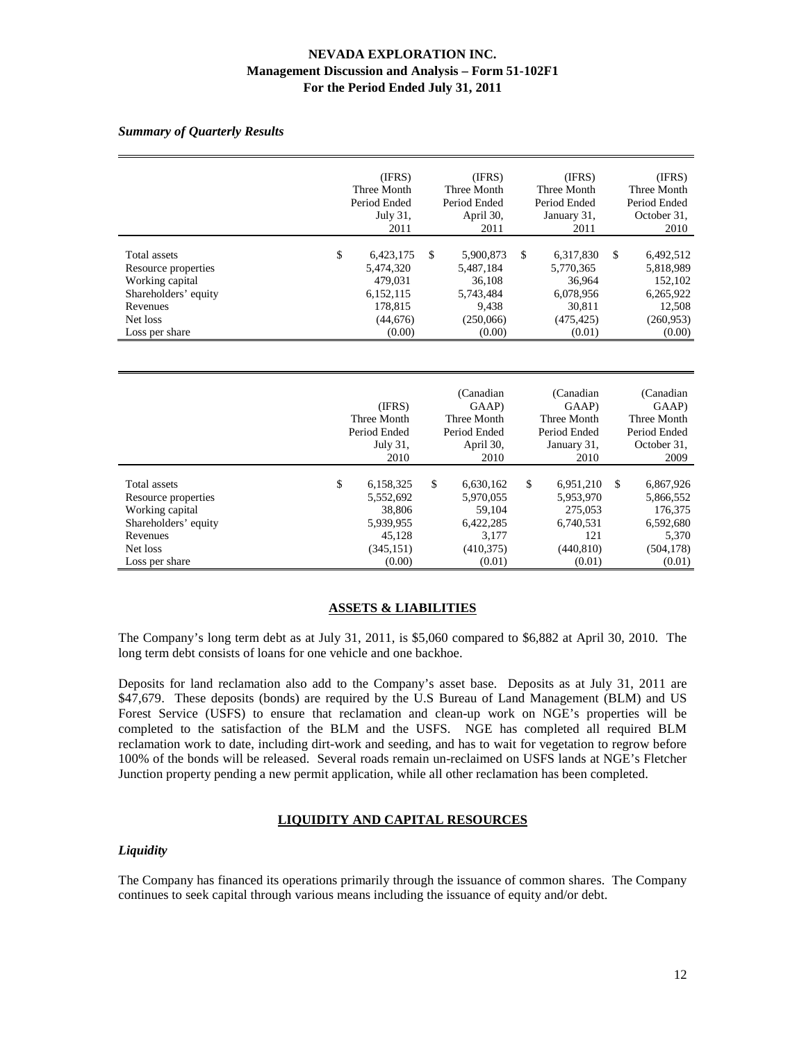*Summary of Quarterly Results*

| | (IFRS) Three Month Period Ended July 31, 2011 | (IFRS) Three Month Period Ended April 30, 2011 | (IFRS) Three Month Period Ended January 31, 2011 | (IFRS) Three Month Period Ended October 31, 2010 |
|---|---|---|---|---|
| Total assets | $ 6,423,175 | $ 5,900,873 | $ 6,317,830 | $ 6,492,512 |
| Resource properties | 5,474,320 | 5,487,184 | 5,770,365 | 5,818,989 |
| Working capital | 479,031 | 36,108 | 36,964 | 152,102 |
| Shareholders' equity | 6,152,115 | 5,743,484 | 6,078,956 | 6,265,922 |
| Revenues | 178,815 | 9,438 | 30,811 | 12,508 |
| Net loss | (44,676) | (250,066) | (475,425) | (260,953) |
| Loss per share | (0.00) | (0.00) | (0.01) | (0.00) |

| | (IFRS) Three Month Period Ended July 31, 2010 | (Canadian GAAP) Three Month Period Ended April 30, 2010 | (Canadian GAAP) Three Month Period Ended January 31, 2010 | (Canadian GAAP) Three Month Period Ended October 31, 2009 |
|---|---|---|---|---|
| Total assets | $ 6,158,325 | $ 6,630,162 | $ 6,951,210 | $ 6,867,926 |
| Resource properties | 5,552,692 | 5,970,055 | 5,953,970 | 5,866,552 |
| Working capital | 38,806 | 59,104 | 275,053 | 176,375 |
| Shareholders' equity | 5,939,955 | 6,422,285 | 6,740,531 | 6,592,680 |
| Revenues | 45,128 | 3,177 | 121 | 5,370 |
| Net loss | (345,151) | (410,375) | (440,810) | (504,178) |
| Loss per share | (0.00) | (0.01) | (0.01) | (0.01) |

## ASSETS & LIABILITIES

The Company's long term debt as at July 31, 2011, is $5,060 compared to $6,882 at April 30, 2010. The long term debt consists of loans for one vehicle and one backhoe.

Deposits for land reclamation also add to the Company's asset base. Deposits as at July 31, 2011 are $47,679. These deposits (bonds) are required by the U.S Bureau of Land Management (BLM) and US Forest Service (USFS) to ensure that reclamation and clean-up work on NGE's properties will be completed to the satisfaction of the BLM and the USFS. NGE has completed all required BLM reclamation work to date, including dirt-work and seeding, and has to wait for vegetation to regrow before 100% of the bonds will be released. Several roads remain un-reclaimed on USFS lands at NGE's Fletcher Junction property pending a new permit application, while all other reclamation has been completed.

## LIQUIDITY AND CAPITAL RESOURCES

*Liquidity*

The Company has financed its operations primarily through the issuance of common shares. The Company continues to seek capital through various means including the issuance of equity and/or debt.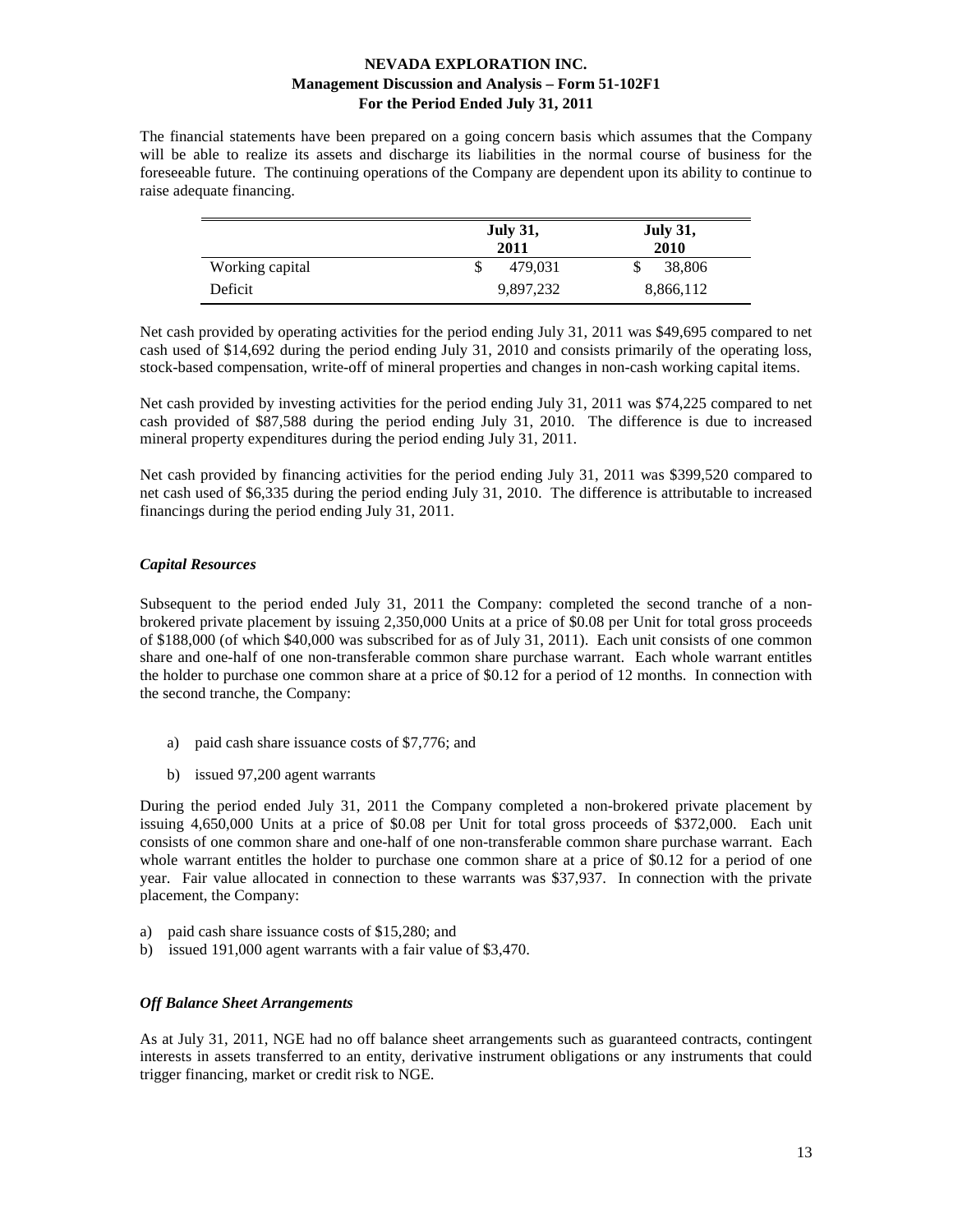The financial statements have been prepared on a going concern basis which assumes that the Company will be able to realize its assets and discharge its liabilities in the normal course of business for the foreseeable future. The continuing operations of the Company are dependent upon its ability to continue to raise adequate financing.

| | July 31, 2011 | July 31, 2010 |
|---|---|---|
| Working capital | $ 479,031 | $ 38,806 |
| Deficit | 9,897,232 | 8,866,112 |

Net cash provided by operating activities for the period ending July 31, 2011 was $49,695 compared to net cash used of $14,692 during the period ending July 31, 2010 and consists primarily of the operating loss, stock-based compensation, write-off of mineral properties and changes in non-cash working capital items.

Net cash provided by investing activities for the period ending July 31, 2011 was $74,225 compared to net cash provided of $87,588 during the period ending July 31, 2010. The difference is due to increased mineral property expenditures during the period ending July 31, 2011.

Net cash provided by financing activities for the period ending July 31, 2011 was $399,520 compared to net cash used of $6,335 during the period ending July 31, 2010. The difference is attributable to increased financings during the period ending July 31, 2011.

### *Capital Resources*

Subsequent to the period ended July 31, 2011 the Company: completed the second tranche of a non-brokered private placement by issuing 2,350,000 Units at a price of $0.08 per Unit for total gross proceeds of $188,000 (of which $40,000 was subscribed for as of July 31, 2011). Each unit consists of one common share and one-half of one non-transferable common share purchase warrant. Each whole warrant entitles the holder to purchase one common share at a price of $0.12 for a period of 12 months. In connection with the second tranche, the Company:

a) paid cash share issuance costs of $7,776; and
b) issued 97,200 agent warrants

During the period ended July 31, 2011 the Company completed a non-brokered private placement by issuing 4,650,000 Units at a price of $0.08 per Unit for total gross proceeds of $372,000. Each unit consists of one common share and one-half of one non-transferable common share purchase warrant. Each whole warrant entitles the holder to purchase one common share at a price of $0.12 for a period of one year. Fair value allocated in connection to these warrants was $37,937. In connection with the private placement, the Company:

a) paid cash share issuance costs of $15,280; and
b) issued 191,000 agent warrants with a fair value of $3,470.

### *Off Balance Sheet Arrangements*

As at July 31, 2011, NGE had no off balance sheet arrangements such as guaranteed contracts, contingent interests in assets transferred to an entity, derivative instrument obligations or any instruments that could trigger financing, market or credit risk to NGE.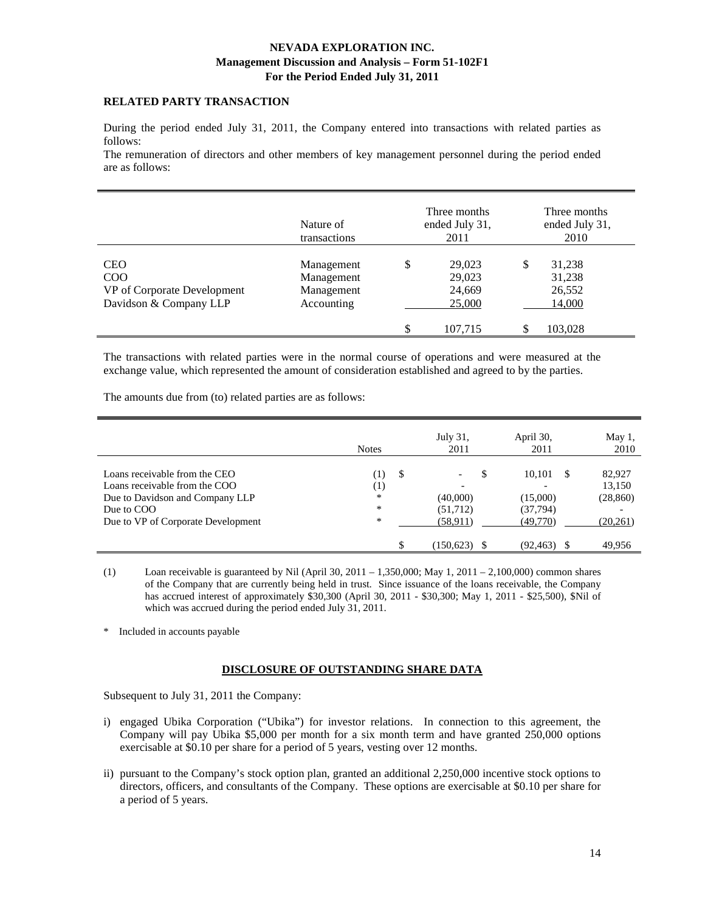### RELATED PARTY TRANSACTION

During the period ended July 31, 2011, the Company entered into transactions with related parties as follows:
The remuneration of directors and other members of key management personnel during the period ended are as follows:

| | Nature of transactions | Three months ended July 31, 2011 | Three months ended July 31, 2010 |
|---|---|---|---|
| CEO | Management | $ 29,023 | $ 31,238 |
| COO | Management | 29,023 | 31,238 |
| VP of Corporate Development | Management | 24,669 | 26,552 |
| Davidson & Company LLP | Accounting | 25,000 | 14,000 |
| | | $ 107,715 | $ 103,028 |

The transactions with related parties were in the normal course of operations and were measured at the exchange value, which represented the amount of consideration established and agreed to by the parties.

The amounts due from (to) related parties are as follows:

| | Notes | July 31, 2011 | April 30, 2011 | May 1, 2010 |
|---|---|---|---|---|
| Loans receivable from the CEO | (1) | $ - | $ 10,101 | $ 82,927 |
| Loans receivable from the COO | (1) | - | - | 13,150 |
| Due to Davidson and Company LLP | * | (40,000) | (15,000) | (28,860) |
| Due to COO | * | (51,712) | (37,794) | - |
| Due to VP of Corporate Development | * | (58,911) | (49,770) | (20,261) |
| | | $ (150,623) | $ (92,463) | $ 49,956 |

(1) Loan receivable is guaranteed by Nil (April 30, 2011 – 1,350,000; May 1, 2011 – 2,100,000) common shares of the Company that are currently being held in trust. Since issuance of the loans receivable, the Company has accrued interest of approximately $30,300 (April 30, 2011 - $30,300; May 1, 2011 - $25,500), $Nil of which was accrued during the period ended July 31, 2011.

\* Included in accounts payable

### DISCLOSURE OF OUTSTANDING SHARE DATA

Subsequent to July 31, 2011 the Company:

i) engaged Ubika Corporation ("Ubika") for investor relations. In connection to this agreement, the Company will pay Ubika $5,000 per month for a six month term and have granted 250,000 options exercisable at $0.10 per share for a period of 5 years, vesting over 12 months.

ii) pursuant to the Company's stock option plan, granted an additional 2,250,000 incentive stock options to directors, officers, and consultants of the Company. These options are exercisable at $0.10 per share for a period of 5 years.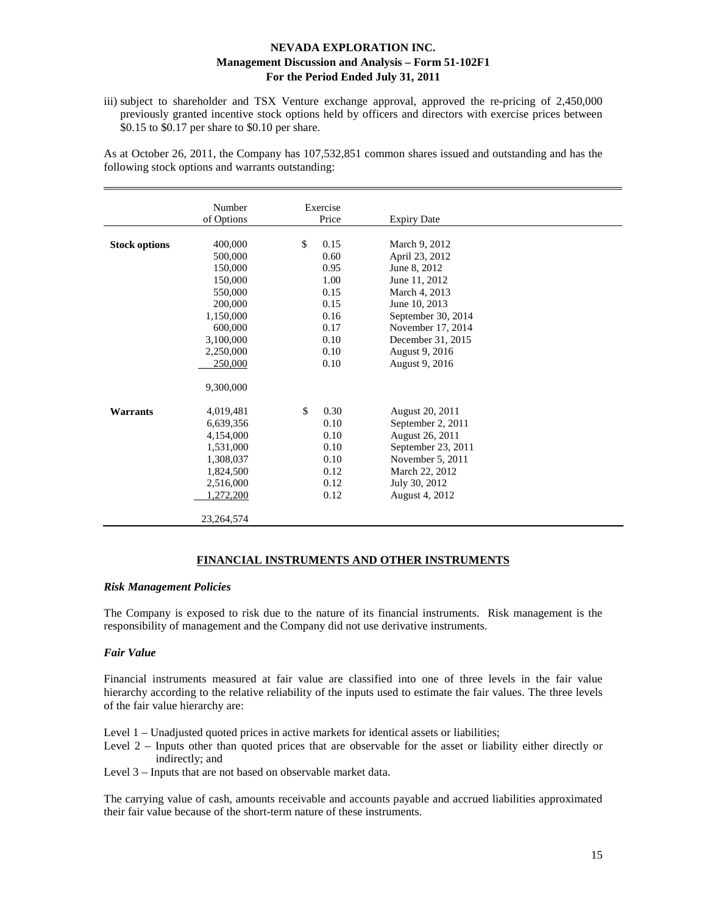iii) subject to shareholder and TSX Venture exchange approval, approved the re-pricing of 2,450,000 previously granted incentive stock options held by officers and directors with exercise prices between $0.15 to $0.17 per share to $0.10 per share.

As at October 26, 2011, the Company has 107,532,851 common shares issued and outstanding and has the following stock options and warrants outstanding:

| | Number of Options | Exercise Price | Expiry Date |
|---|---|---|---|
| **Stock options** | 400,000 | $ 0.15 | March 9, 2012 |
| | 500,000 | 0.60 | April 23, 2012 |
| | 150,000 | 0.95 | June 8, 2012 |
| | 150,000 | 1.00 | June 11, 2012 |
| | 550,000 | 0.15 | March 4, 2013 |
| | 200,000 | 0.15 | June 10, 2013 |
| | 1,150,000 | 0.16 | September 30, 2014 |
| | 600,000 | 0.17 | November 17, 2014 |
| | 3,100,000 | 0.10 | December 31, 2015 |
| | 2,250,000 | 0.10 | August 9, 2016 |
| | 250,000 | 0.10 | August 9, 2016 |
| | 9,300,000 | | |
| **Warrants** | 4,019,481 | $ 0.30 | August 20, 2011 |
| | 6,639,356 | 0.10 | September 2, 2011 |
| | 4,154,000 | 0.10 | August 26, 2011 |
| | 1,531,000 | 0.10 | September 23, 2011 |
| | 1,308,037 | 0.10 | November 5, 2011 |
| | 1,824,500 | 0.12 | March 22, 2012 |
| | 2,516,000 | 0.12 | July 30, 2012 |
| | 1,272,200 | 0.12 | August 4, 2012 |
| | 23,264,574 | | |

## FINANCIAL INSTRUMENTS AND OTHER INSTRUMENTS

### *Risk Management Policies*

The Company is exposed to risk due to the nature of its financial instruments. Risk management is the responsibility of management and the Company did not use derivative instruments.

### *Fair Value*

Financial instruments measured at fair value are classified into one of three levels in the fair value hierarchy according to the relative reliability of the inputs used to estimate the fair values. The three levels of the fair value hierarchy are:

- Level 1 – Unadjusted quoted prices in active markets for identical assets or liabilities;
- Level 2 – Inputs other than quoted prices that are observable for the asset or liability either directly or indirectly; and
- Level 3 – Inputs that are not based on observable market data.

The carrying value of cash, amounts receivable and accounts payable and accrued liabilities approximated their fair value because of the short-term nature of these instruments.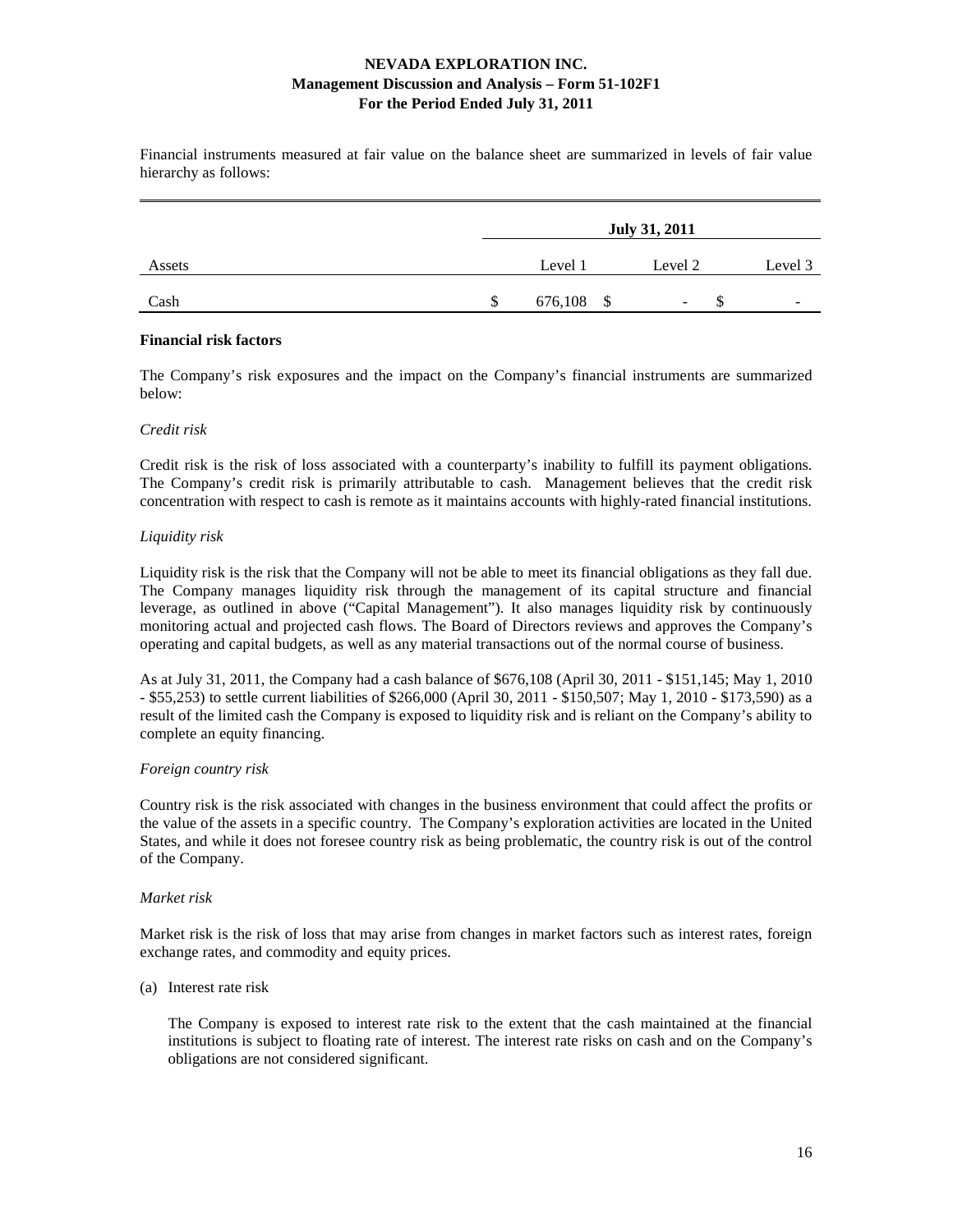Financial instruments measured at fair value on the balance sheet are summarized in levels of fair value hierarchy as follows:

| | July 31, 2011 | | |
|---|---|---|---|
| Assets | Level 1 | Level 2 | Level 3 |
| Cash | $ 676,108 | $ - | $ - |

**Financial risk factors**

The Company's risk exposures and the impact on the Company's financial instruments are summarized below:

*Credit risk*

Credit risk is the risk of loss associated with a counterparty's inability to fulfill its payment obligations. The Company's credit risk is primarily attributable to cash. Management believes that the credit risk concentration with respect to cash is remote as it maintains accounts with highly-rated financial institutions.

*Liquidity risk*

Liquidity risk is the risk that the Company will not be able to meet its financial obligations as they fall due. The Company manages liquidity risk through the management of its capital structure and financial leverage, as outlined in above ("Capital Management"). It also manages liquidity risk by continuously monitoring actual and projected cash flows. The Board of Directors reviews and approves the Company's operating and capital budgets, as well as any material transactions out of the normal course of business.

As at July 31, 2011, the Company had a cash balance of $676,108 (April 30, 2011 - $151,145; May 1, 2010 - $55,253) to settle current liabilities of $266,000 (April 30, 2011 - $150,507; May 1, 2010 - $173,590) as a result of the limited cash the Company is exposed to liquidity risk and is reliant on the Company's ability to complete an equity financing.

*Foreign country risk*

Country risk is the risk associated with changes in the business environment that could affect the profits or the value of the assets in a specific country. The Company's exploration activities are located in the United States, and while it does not foresee country risk as being problematic, the country risk is out of the control of the Company.

*Market risk*

Market risk is the risk of loss that may arise from changes in market factors such as interest rates, foreign exchange rates, and commodity and equity prices.

(a) Interest rate risk

The Company is exposed to interest rate risk to the extent that the cash maintained at the financial institutions is subject to floating rate of interest. The interest rate risks on cash and on the Company's obligations are not considered significant.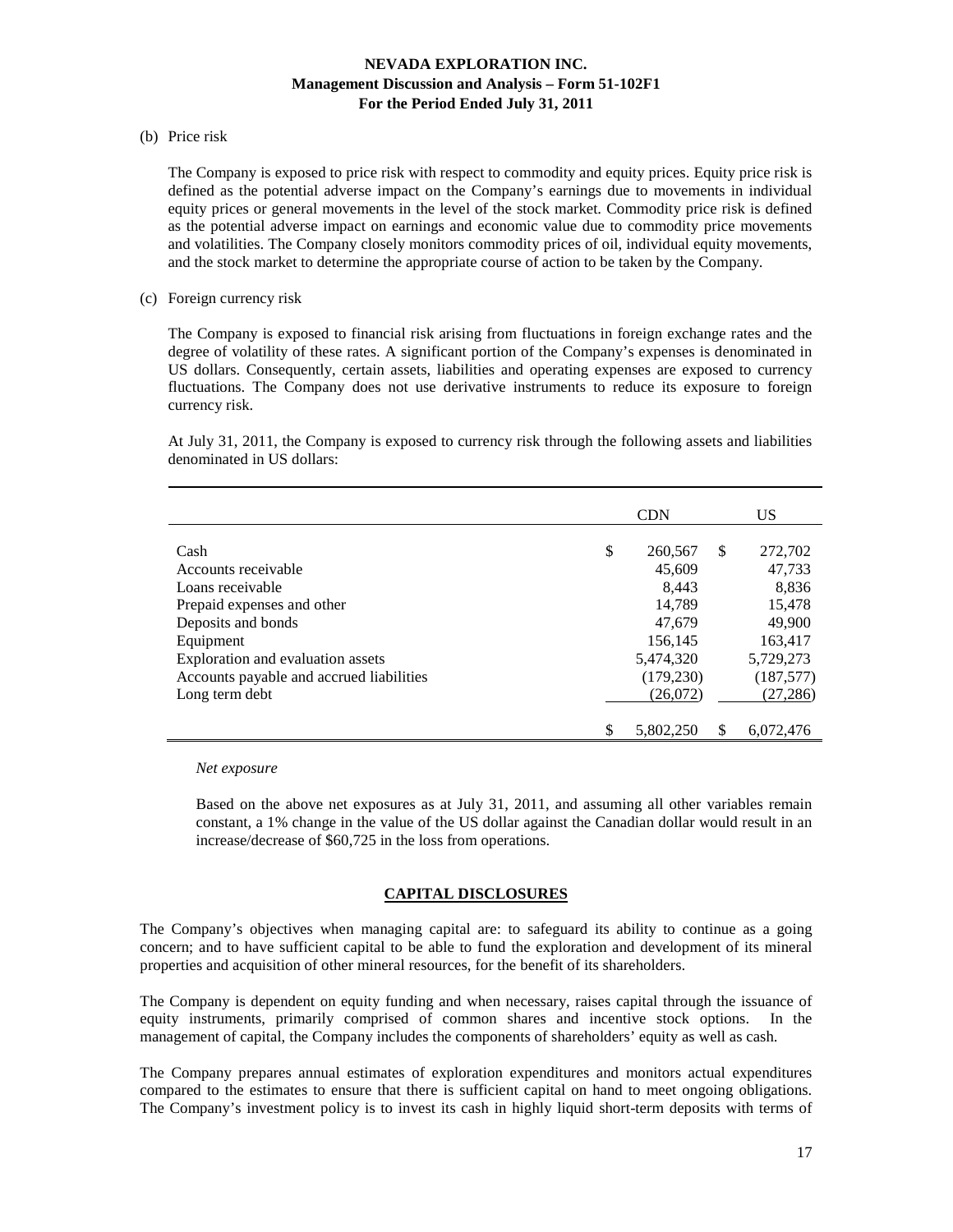(b) Price risk

The Company is exposed to price risk with respect to commodity and equity prices. Equity price risk is defined as the potential adverse impact on the Company's earnings due to movements in individual equity prices or general movements in the level of the stock market. Commodity price risk is defined as the potential adverse impact on earnings and economic value due to commodity price movements and volatilities. The Company closely monitors commodity prices of oil, individual equity movements, and the stock market to determine the appropriate course of action to be taken by the Company.

(c) Foreign currency risk

The Company is exposed to financial risk arising from fluctuations in foreign exchange rates and the degree of volatility of these rates. A significant portion of the Company's expenses is denominated in US dollars. Consequently, certain assets, liabilities and operating expenses are exposed to currency fluctuations. The Company does not use derivative instruments to reduce its exposure to foreign currency risk.

At July 31, 2011, the Company is exposed to currency risk through the following assets and liabilities denominated in US dollars:

| | CDN | US |
|---|---|---|
| Cash | $ 260,567 | $ 272,702 |
| Accounts receivable | 45,609 | 47,733 |
| Loans receivable | 8,443 | 8,836 |
| Prepaid expenses and other | 14,789 | 15,478 |
| Deposits and bonds | 47,679 | 49,900 |
| Equipment | 156,145 | 163,417 |
| Exploration and evaluation assets | 5,474,320 | 5,729,273 |
| Accounts payable and accrued liabilities | (179,230) | (187,577) |
| Long term debt | (26,072) | (27,286) |
| | $ 5,802,250 | $ 6,072,476 |

*Net exposure*

Based on the above net exposures as at July 31, 2011, and assuming all other variables remain constant, a 1% change in the value of the US dollar against the Canadian dollar would result in an increase/decrease of $60,725 in the loss from operations.

## CAPITAL DISCLOSURES

The Company's objectives when managing capital are: to safeguard its ability to continue as a going concern; and to have sufficient capital to be able to fund the exploration and development of its mineral properties and acquisition of other mineral resources, for the benefit of its shareholders.

The Company is dependent on equity funding and when necessary, raises capital through the issuance of equity instruments, primarily comprised of common shares and incentive stock options. In the management of capital, the Company includes the components of shareholders' equity as well as cash.

The Company prepares annual estimates of exploration expenditures and monitors actual expenditures compared to the estimates to ensure that there is sufficient capital on hand to meet ongoing obligations. The Company's investment policy is to invest its cash in highly liquid short-term deposits with terms of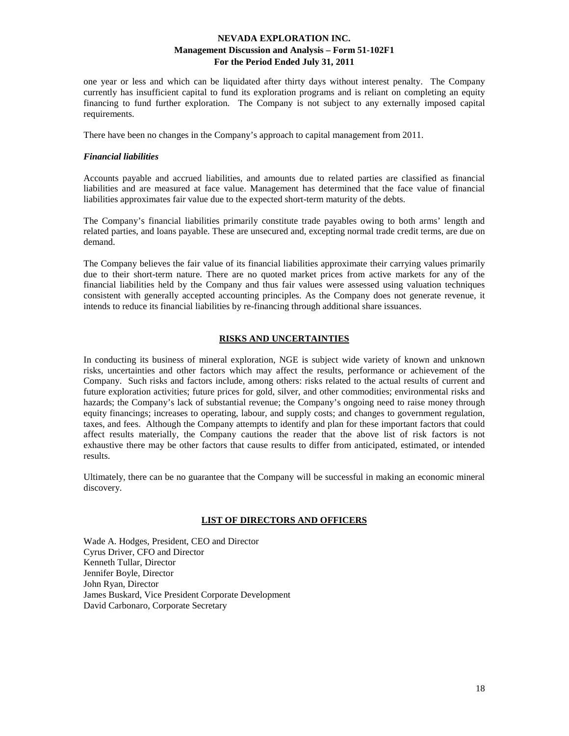one year or less and which can be liquidated after thirty days without interest penalty. The Company currently has insufficient capital to fund its exploration programs and is reliant on completing an equity financing to fund further exploration. The Company is not subject to any externally imposed capital requirements.

There have been no changes in the Company's approach to capital management from 2011.

***Financial liabilities***

Accounts payable and accrued liabilities, and amounts due to related parties are classified as financial liabilities and are measured at face value. Management has determined that the face value of financial liabilities approximates fair value due to the expected short-term maturity of the debts.

The Company's financial liabilities primarily constitute trade payables owing to both arms' length and related parties, and loans payable. These are unsecured and, excepting normal trade credit terms, are due on demand.

The Company believes the fair value of its financial liabilities approximate their carrying values primarily due to their short-term nature. There are no quoted market prices from active markets for any of the financial liabilities held by the Company and thus fair values were assessed using valuation techniques consistent with generally accepted accounting principles. As the Company does not generate revenue, it intends to reduce its financial liabilities by re-financing through additional share issuances.

## RISKS AND UNCERTAINTIES

In conducting its business of mineral exploration, NGE is subject wide variety of known and unknown risks, uncertainties and other factors which may affect the results, performance or achievement of the Company. Such risks and factors include, among others: risks related to the actual results of current and future exploration activities; future prices for gold, silver, and other commodities; environmental risks and hazards; the Company's lack of substantial revenue; the Company's ongoing need to raise money through equity financings; increases to operating, labour, and supply costs; and changes to government regulation, taxes, and fees. Although the Company attempts to identify and plan for these important factors that could affect results materially, the Company cautions the reader that the above list of risk factors is not exhaustive there may be other factors that cause results to differ from anticipated, estimated, or intended results.

Ultimately, there can be no guarantee that the Company will be successful in making an economic mineral discovery.

## LIST OF DIRECTORS AND OFFICERS

Wade A. Hodges, President, CEO and Director
Cyrus Driver, CFO and Director
Kenneth Tullar, Director
Jennifer Boyle, Director
John Ryan, Director
James Buskard, Vice President Corporate Development
David Carbonaro, Corporate Secretary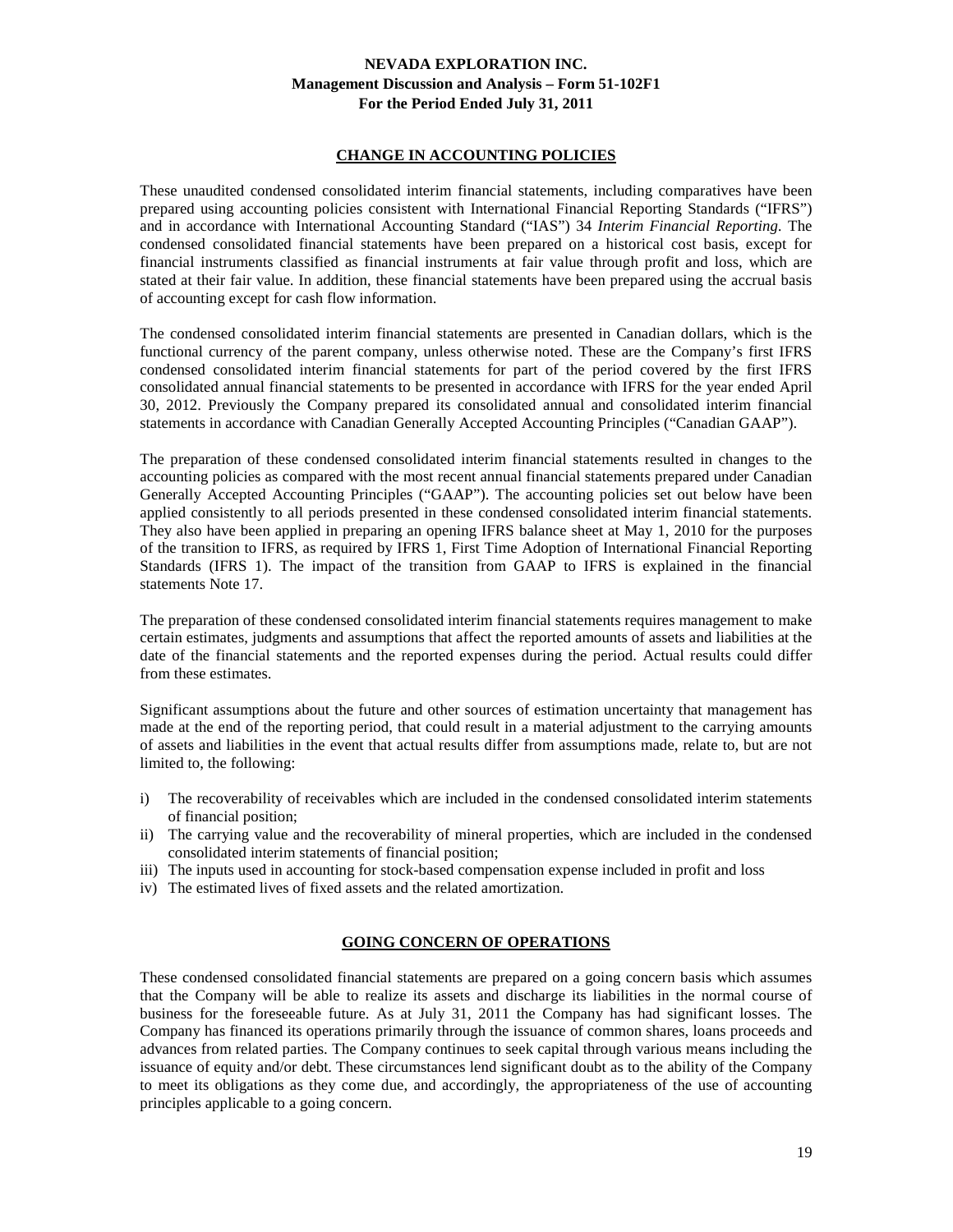## CHANGE IN ACCOUNTING POLICIES

These unaudited condensed consolidated interim financial statements, including comparatives have been prepared using accounting policies consistent with International Financial Reporting Standards ("IFRS") and in accordance with International Accounting Standard ("IAS") 34 *Interim Financial Reporting*. The condensed consolidated financial statements have been prepared on a historical cost basis, except for financial instruments classified as financial instruments at fair value through profit and loss, which are stated at their fair value. In addition, these financial statements have been prepared using the accrual basis of accounting except for cash flow information.

The condensed consolidated interim financial statements are presented in Canadian dollars, which is the functional currency of the parent company, unless otherwise noted. These are the Company's first IFRS condensed consolidated interim financial statements for part of the period covered by the first IFRS consolidated annual financial statements to be presented in accordance with IFRS for the year ended April 30, 2012. Previously the Company prepared its consolidated annual and consolidated interim financial statements in accordance with Canadian Generally Accepted Accounting Principles ("Canadian GAAP").

The preparation of these condensed consolidated interim financial statements resulted in changes to the accounting policies as compared with the most recent annual financial statements prepared under Canadian Generally Accepted Accounting Principles ("GAAP"). The accounting policies set out below have been applied consistently to all periods presented in these condensed consolidated interim financial statements. They also have been applied in preparing an opening IFRS balance sheet at May 1, 2010 for the purposes of the transition to IFRS, as required by IFRS 1, First Time Adoption of International Financial Reporting Standards (IFRS 1). The impact of the transition from GAAP to IFRS is explained in the financial statements Note 17.

The preparation of these condensed consolidated interim financial statements requires management to make certain estimates, judgments and assumptions that affect the reported amounts of assets and liabilities at the date of the financial statements and the reported expenses during the period. Actual results could differ from these estimates.

Significant assumptions about the future and other sources of estimation uncertainty that management has made at the end of the reporting period, that could result in a material adjustment to the carrying amounts of assets and liabilities in the event that actual results differ from assumptions made, relate to, but are not limited to, the following:

i) The recoverability of receivables which are included in the condensed consolidated interim statements of financial position;
ii) The carrying value and the recoverability of mineral properties, which are included in the condensed consolidated interim statements of financial position;
iii) The inputs used in accounting for stock-based compensation expense included in profit and loss
iv) The estimated lives of fixed assets and the related amortization.

## GOING CONCERN OF OPERATIONS

These condensed consolidated financial statements are prepared on a going concern basis which assumes that the Company will be able to realize its assets and discharge its liabilities in the normal course of business for the foreseeable future. As at July 31, 2011 the Company has had significant losses. The Company has financed its operations primarily through the issuance of common shares, loans proceeds and advances from related parties. The Company continues to seek capital through various means including the issuance of equity and/or debt. These circumstances lend significant doubt as to the ability of the Company to meet its obligations as they come due, and accordingly, the appropriateness of the use of accounting principles applicable to a going concern.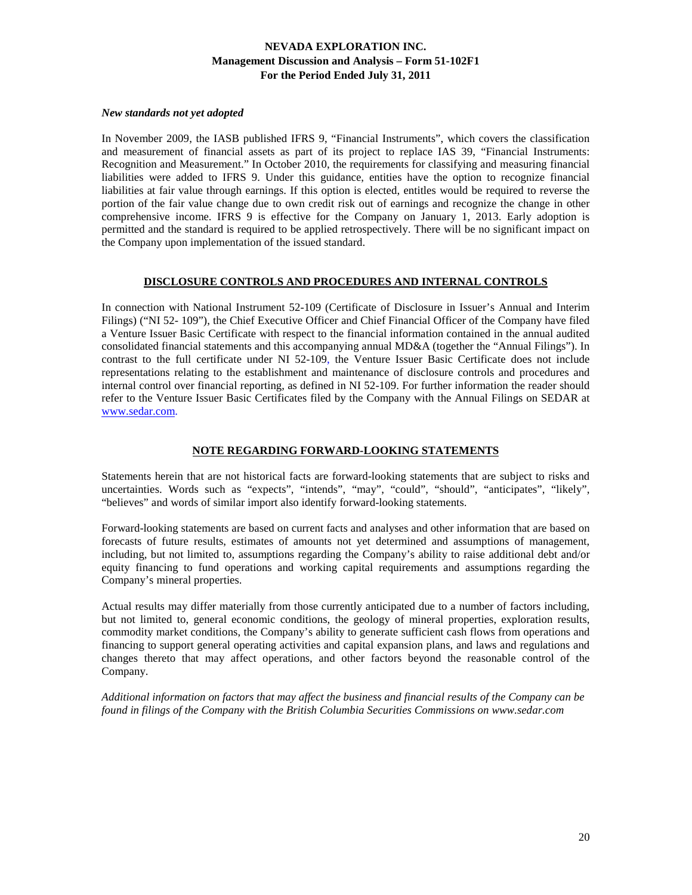*New standards not yet adopted*

In November 2009, the IASB published IFRS 9, "Financial Instruments", which covers the classification and measurement of financial assets as part of its project to replace IAS 39, "Financial Instruments: Recognition and Measurement." In October 2010, the requirements for classifying and measuring financial liabilities were added to IFRS 9. Under this guidance, entities have the option to recognize financial liabilities at fair value through earnings. If this option is elected, entitles would be required to reverse the portion of the fair value change due to own credit risk out of earnings and recognize the change in other comprehensive income. IFRS 9 is effective for the Company on January 1, 2013. Early adoption is permitted and the standard is required to be applied retrospectively. There will be no significant impact on the Company upon implementation of the issued standard.

## DISCLOSURE CONTROLS AND PROCEDURES AND INTERNAL CONTROLS

In connection with National Instrument 52-109 (Certificate of Disclosure in Issuer's Annual and Interim Filings) ("NI 52- 109"), the Chief Executive Officer and Chief Financial Officer of the Company have filed a Venture Issuer Basic Certificate with respect to the financial information contained in the annual audited consolidated financial statements and this accompanying annual MD&A (together the "Annual Filings"). In contrast to the full certificate under NI 52-109, the Venture Issuer Basic Certificate does not include representations relating to the establishment and maintenance of disclosure controls and procedures and internal control over financial reporting, as defined in NI 52-109. For further information the reader should refer to the Venture Issuer Basic Certificates filed by the Company with the Annual Filings on SEDAR at www.sedar.com.

## NOTE REGARDING FORWARD-LOOKING STATEMENTS

Statements herein that are not historical facts are forward-looking statements that are subject to risks and uncertainties. Words such as "expects", "intends", "may", "could", "should", "anticipates", "likely", "believes" and words of similar import also identify forward-looking statements.

Forward-looking statements are based on current facts and analyses and other information that are based on forecasts of future results, estimates of amounts not yet determined and assumptions of management, including, but not limited to, assumptions regarding the Company's ability to raise additional debt and/or equity financing to fund operations and working capital requirements and assumptions regarding the Company's mineral properties.

Actual results may differ materially from those currently anticipated due to a number of factors including, but not limited to, general economic conditions, the geology of mineral properties, exploration results, commodity market conditions, the Company's ability to generate sufficient cash flows from operations and financing to support general operating activities and capital expansion plans, and laws and regulations and changes thereto that may affect operations, and other factors beyond the reasonable control of the Company.

*Additional information on factors that may affect the business and financial results of the Company can be found in filings of the Company with the British Columbia Securities Commissions on www.sedar.com*